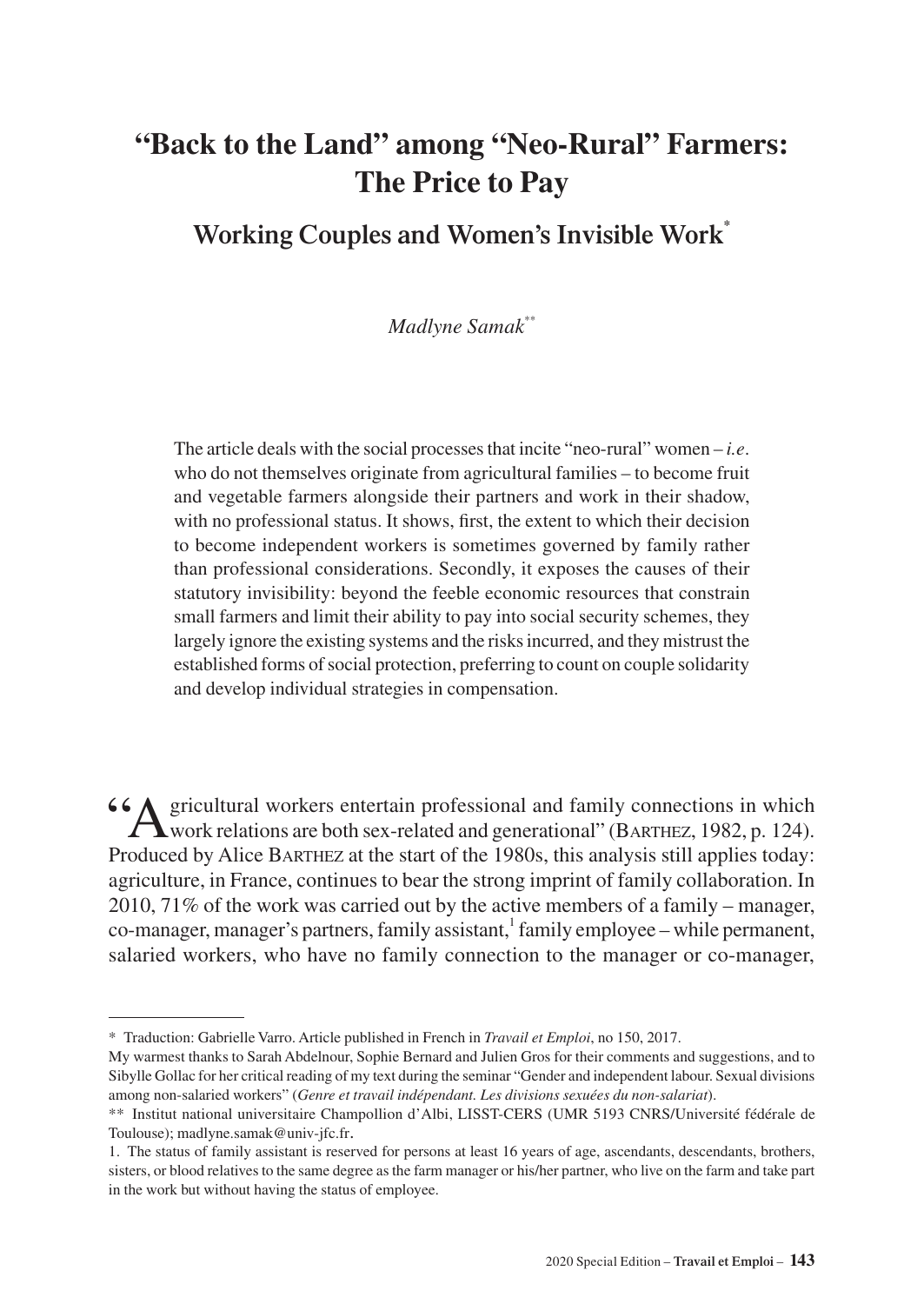# "Back to the Land" among "Neo-Rural" Farmers: The Price to Pay

## Working Couples and Women's Invisible Work*

*Madlyne Samak***

The article deals with the social processes that incite "neo-rural" women – *i.e*. who do not themselves originate from agricultural families – to become fruit and vegetable farmers alongside their partners and work in their shadow, with no professional status. It shows, first, the extent to which their decision to become independent workers is sometimes governed by family rather than professional considerations. Secondly, it exposes the causes of their statutory invisibility: beyond the feeble economic resources that constrain small farmers and limit their ability to pay into social security schemes, they largely ignore the existing systems and the risks incurred, and they mistrust the established forms of social protection, preferring to count on couple solidarity and develop individual strategies in compensation.

"Agricultural workers entertain professional and family connections in which work relations are both sex-related and generational" (Barthez, 1982, p. 124). Produced by Alice Barthez at the start of the 1980s, this analysis still applies today: agriculture, in France, continues to bear the strong imprint of family collaboration. In 2010, 71% of the work was carried out by the active members of a family – manager, co-manager, manager's partners, family assistant,[1] family employee – while permanent, salaried workers, who have no family connection to the manager or co-manager,

---

\* Traduction: Gabrielle Varro. Article published in French in *Travail et Emploi*, no 150, 2017.

My warmest thanks to Sarah Abdelnour, Sophie Bernard and Julien Gros for their comments and suggestions, and to Sibylle Gollac for her critical reading of my text during the seminar "Gender and independent labour. Sexual divisions among non-salaried workers" (*Genre et travail indépendant. Les divisions sexuées du non-salariat*).

\*\* Institut national universitaire Champollion d'Albi, LISST-CERS (UMR 5193 CNRS/Université fédérale de Toulouse); madlyne.samak@univ-jfc.fr.

1. The status of family assistant is reserved for persons at least 16 years of age, ascendants, descendants, brothers, sisters, or blood relatives to the same degree as the farm manager or his/her partner, who live on the farm and take part in the work but without having the status of employee.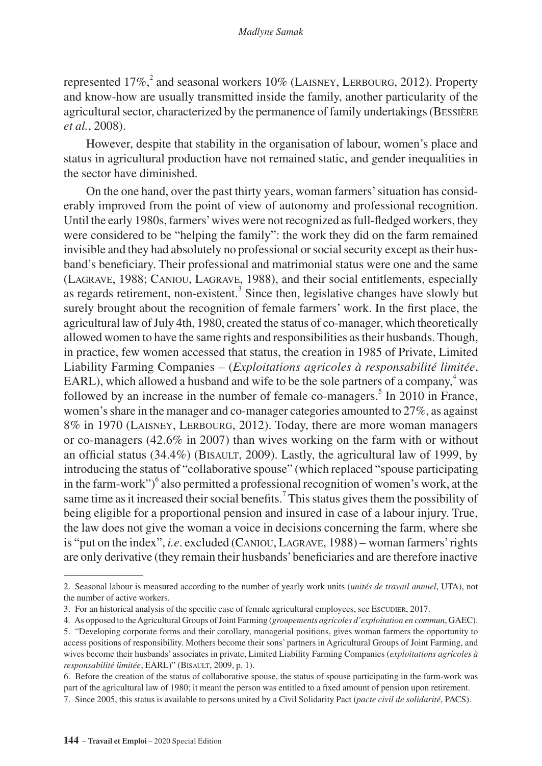represented 17%,[2] and seasonal workers 10% (Laisney, Lerbourg, 2012). Property and know-how are usually transmitted inside the family, another particularity of the agricultural sector, characterized by the permanence of family undertakings (Bessière *et al.*, 2008).

However, despite that stability in the organisation of labour, women's place and status in agricultural production have not remained static, and gender inequalities in the sector have diminished.

On the one hand, over the past thirty years, woman farmers' situation has considerably improved from the point of view of autonomy and professional recognition. Until the early 1980s, farmers' wives were not recognized as full-fledged workers, they were considered to be "helping the family": the work they did on the farm remained invisible and they had absolutely no professional or social security except as their husband's beneficiary. Their professional and matrimonial status were one and the same (Lagrave, 1988; Caniou, Lagrave, 1988), and their social entitlements, especially as regards retirement, non-existent.[3] Since then, legislative changes have slowly but surely brought about the recognition of female farmers' work. In the first place, the agricultural law of July 4th, 1980, created the status of co-manager, which theoretically allowed women to have the same rights and responsibilities as their husbands. Though, in practice, few women accessed that status, the creation in 1985 of Private, Limited Liability Farming Companies – (*Exploitations agricoles à responsabilité limitée*, EARL), which allowed a husband and wife to be the sole partners of a company,[4] was followed by an increase in the number of female co-managers.[5] In 2010 in France, women's share in the manager and co-manager categories amounted to 27%, as against 8% in 1970 (Laisney, Lerbourg, 2012). Today, there are more woman managers or co-managers (42.6% in 2007) than wives working on the farm with or without an official status (34.4%) (Bisault, 2009). Lastly, the agricultural law of 1999, by introducing the status of "collaborative spouse" (which replaced "spouse participating in the farm-work")[6] also permitted a professional recognition of women's work, at the same time as it increased their social benefits.[7] This status gives them the possibility of being eligible for a proportional pension and insured in case of a labour injury. True, the law does not give the woman a voice in decisions concerning the farm, where she is "put on the index", *i.e.* excluded (Caniou, Lagrave, 1988) – woman farmers' rights are only derivative (they remain their husbands' beneficiaries and are therefore inactive

---

2. Seasonal labour is measured according to the number of yearly work units (*unités de travail annuel*, UTA), not the number of active workers.

3. For an historical analysis of the specific case of female agricultural employees, see Escudier, 2017.

4. As opposed to the Agricultural Groups of Joint Farming (*groupements agricoles d'exploitation en commun*, GAEC).

5. "Developing corporate forms and their corollary, managerial positions, gives woman farmers the opportunity to access positions of responsibility. Mothers become their sons' partners in Agricultural Groups of Joint Farming, and wives become their husbands' associates in private, Limited Liability Farming Companies (*exploitations agricoles à responsabilité limitée*, EARL)" (Bisault, 2009, p. 1).

6. Before the creation of the status of collaborative spouse, the status of spouse participating in the farm-work was part of the agricultural law of 1980; it meant the person was entitled to a fixed amount of pension upon retirement.

7. Since 2005, this status is available to persons united by a Civil Solidarity Pact (*pacte civil de solidarité*, PACS).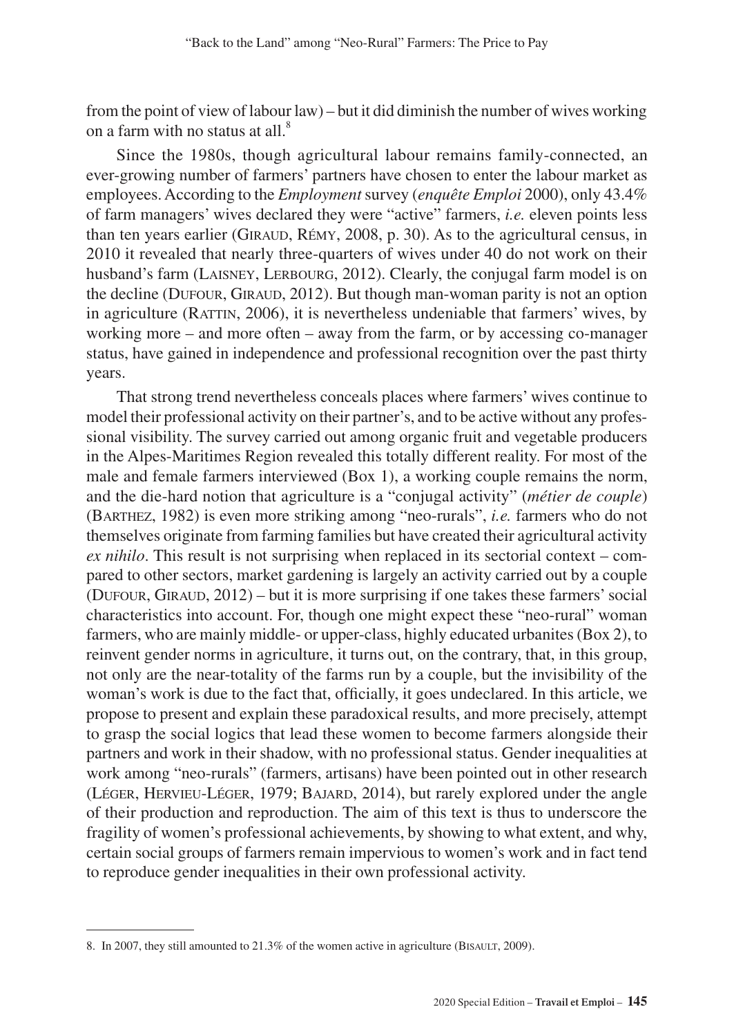from the point of view of labour law) – but it did diminish the number of wives working on a farm with no status at all.[8]

Since the 1980s, though agricultural labour remains family-connected, an ever-growing number of farmers' partners have chosen to enter the labour market as employees. According to the *Employment* survey (*enquête Emploi* 2000), only 43.4% of farm managers' wives declared they were "active" farmers, *i.e.* eleven points less than ten years earlier (Giraud, Rémy, 2008, p. 30). As to the agricultural census, in 2010 it revealed that nearly three-quarters of wives under 40 do not work on their husband's farm (Laisney, Lerbourg, 2012). Clearly, the conjugal farm model is on the decline (Dufour, Giraud, 2012). But though man-woman parity is not an option in agriculture (Rattin, 2006), it is nevertheless undeniable that farmers' wives, by working more – and more often – away from the farm, or by accessing co-manager status, have gained in independence and professional recognition over the past thirty years.

That strong trend nevertheless conceals places where farmers' wives continue to model their professional activity on their partner's, and to be active without any professional visibility. The survey carried out among organic fruit and vegetable producers in the Alpes-Maritimes Region revealed this totally different reality. For most of the male and female farmers interviewed (Box 1), a working couple remains the norm, and the die-hard notion that agriculture is a "conjugal activity" (*métier de couple*) (Barthez, 1982) is even more striking among "neo-rurals", *i.e.* farmers who do not themselves originate from farming families but have created their agricultural activity *ex nihilo*. This result is not surprising when replaced in its sectorial context – compared to other sectors, market gardening is largely an activity carried out by a couple (Dufour, Giraud, 2012) – but it is more surprising if one takes these farmers' social characteristics into account. For, though one might expect these "neo-rural" woman farmers, who are mainly middle- or upper-class, highly educated urbanites (Box 2), to reinvent gender norms in agriculture, it turns out, on the contrary, that, in this group, not only are the near-totality of the farms run by a couple, but the invisibility of the woman's work is due to the fact that, officially, it goes undeclared. In this article, we propose to present and explain these paradoxical results, and more precisely, attempt to grasp the social logics that lead these women to become farmers alongside their partners and work in their shadow, with no professional status. Gender inequalities at work among "neo-rurals" (farmers, artisans) have been pointed out in other research (Léger, Hervieu-Léger, 1979; Bajard, 2014), but rarely explored under the angle of their production and reproduction. The aim of this text is thus to underscore the fragility of women's professional achievements, by showing to what extent, and why, certain social groups of farmers remain impervious to women's work and in fact tend to reproduce gender inequalities in their own professional activity.

8. In 2007, they still amounted to 21.3% of the women active in agriculture (Bisault, 2009).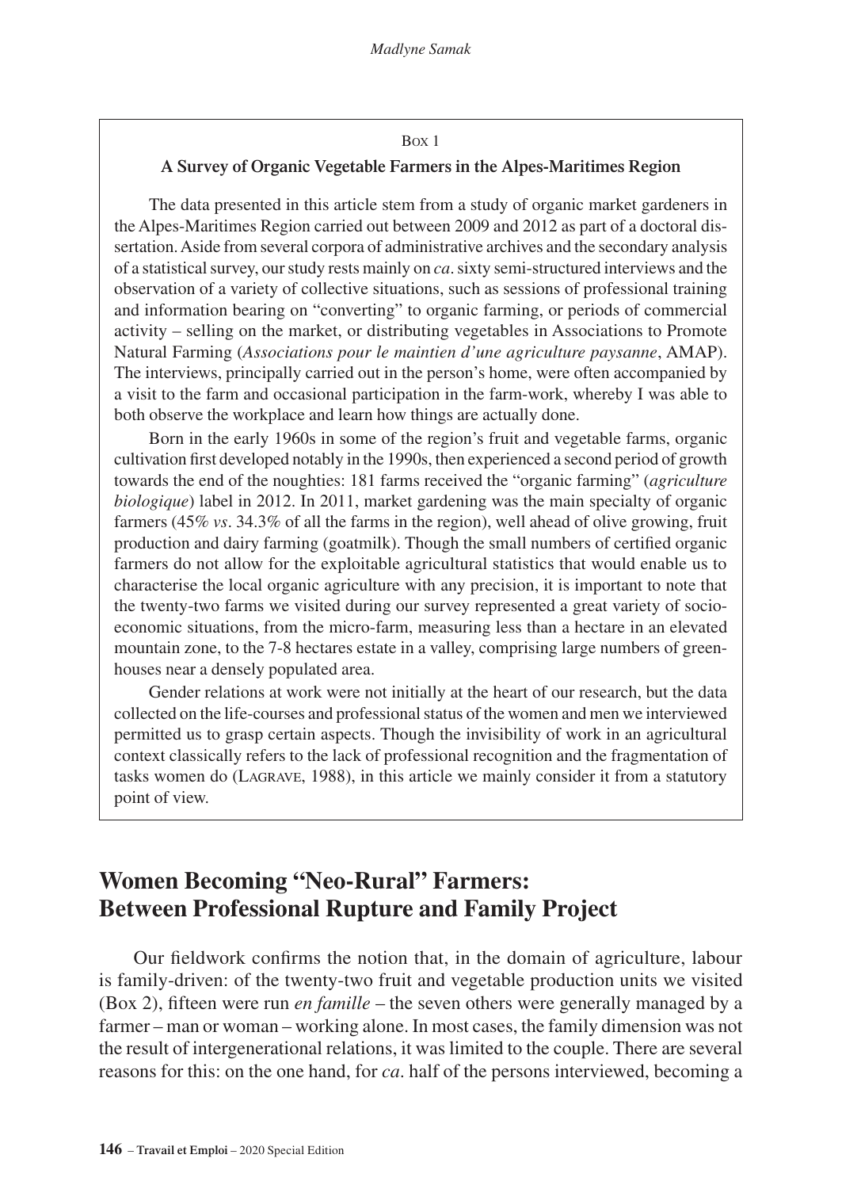Box 1

**A Survey of Organic Vegetable Farmers in the Alpes-Maritimes Region**

The data presented in this article stem from a study of organic market gardeners in the Alpes-Maritimes Region carried out between 2009 and 2012 as part of a doctoral dissertation. Aside from several corpora of administrative archives and the secondary analysis of a statistical survey, our study rests mainly on *ca.* sixty semi-structured interviews and the observation of a variety of collective situations, such as sessions of professional training and information bearing on "converting" to organic farming, or periods of commercial activity – selling on the market, or distributing vegetables in Associations to Promote Natural Farming (*Associations pour le maintien d'une agriculture paysanne*, AMAP). The interviews, principally carried out in the person's home, were often accompanied by a visit to the farm and occasional participation in the farm-work, whereby I was able to both observe the workplace and learn how things are actually done.

Born in the early 1960s in some of the region's fruit and vegetable farms, organic cultivation first developed notably in the 1990s, then experienced a second period of growth towards the end of the noughties: 181 farms received the "organic farming" (*agriculture biologique*) label in 2012. In 2011, market gardening was the main specialty of organic farmers (45% *vs*. 34.3% of all the farms in the region), well ahead of olive growing, fruit production and dairy farming (goatmilk). Though the small numbers of certified organic farmers do not allow for the exploitable agricultural statistics that would enable us to characterise the local organic agriculture with any precision, it is important to note that the twenty-two farms we visited during our survey represented a great variety of socio-economic situations, from the micro-farm, measuring less than a hectare in an elevated mountain zone, to the 7-8 hectares estate in a valley, comprising large numbers of greenhouses near a densely populated area.

Gender relations at work were not initially at the heart of our research, but the data collected on the life-courses and professional status of the women and men we interviewed permitted us to grasp certain aspects. Though the invisibility of work in an agricultural context classically refers to the lack of professional recognition and the fragmentation of tasks women do (Lagrave, 1988), in this article we mainly consider it from a statutory point of view.

## Women Becoming "Neo-Rural" Farmers: Between Professional Rupture and Family Project

Our fieldwork confirms the notion that, in the domain of agriculture, labour is family-driven: of the twenty-two fruit and vegetable production units we visited (Box 2), fifteen were run *en famille* – the seven others were generally managed by a farmer – man or woman – working alone. In most cases, the family dimension was not the result of intergenerational relations, it was limited to the couple. There are several reasons for this: on the one hand, for *ca.* half of the persons interviewed, becoming a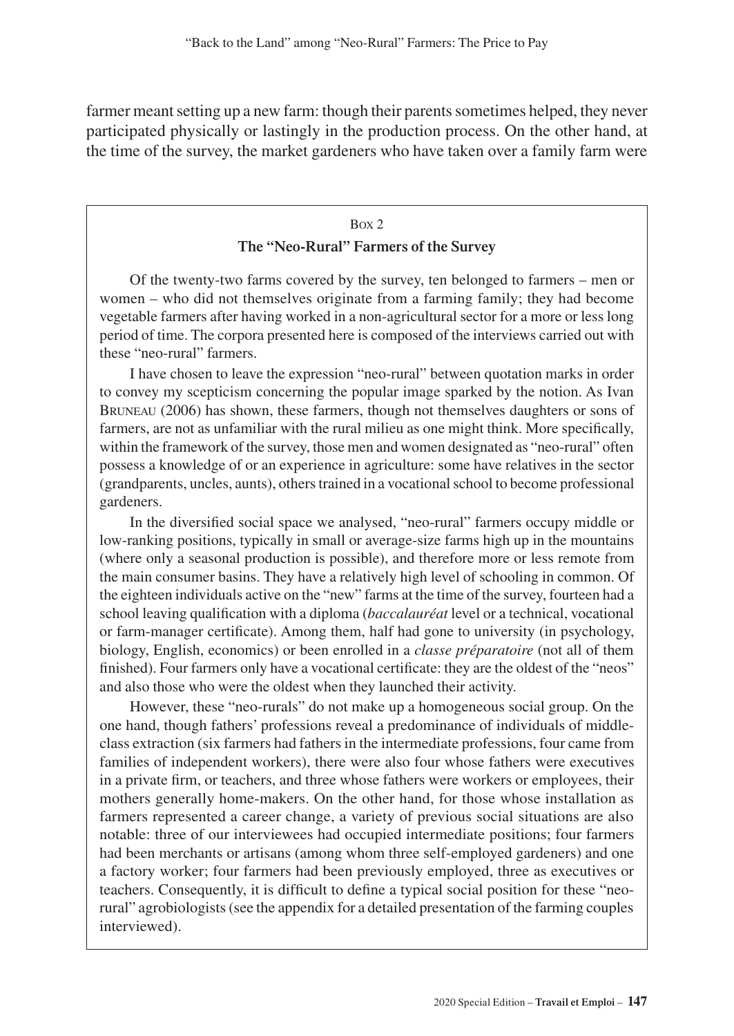farmer meant setting up a new farm: though their parents sometimes helped, they never participated physically or lastingly in the production process. On the other hand, at the time of the survey, the market gardeners who have taken over a family farm were

> Box 2
>
> **The "Neo-Rural" Farmers of the Survey**
>
> Of the twenty-two farms covered by the survey, ten belonged to farmers – men or women – who did not themselves originate from a farming family; they had become vegetable farmers after having worked in a non-agricultural sector for a more or less long period of time. The corpora presented here is composed of the interviews carried out with these "neo-rural" farmers.
>
> I have chosen to leave the expression "neo-rural" between quotation marks in order to convey my scepticism concerning the popular image sparked by the notion. As Ivan Bruneau (2006) has shown, these farmers, though not themselves daughters or sons of farmers, are not as unfamiliar with the rural milieu as one might think. More specifically, within the framework of the survey, those men and women designated as "neo-rural" often possess a knowledge of or an experience in agriculture: some have relatives in the sector (grandparents, uncles, aunts), others trained in a vocational school to become professional gardeners.
>
> In the diversified social space we analysed, "neo-rural" farmers occupy middle or low-ranking positions, typically in small or average-size farms high up in the mountains (where only a seasonal production is possible), and therefore more or less remote from the main consumer basins. They have a relatively high level of schooling in common. Of the eighteen individuals active on the "new" farms at the time of the survey, fourteen had a school leaving qualification with a diploma (*baccalauréat* level or a technical, vocational or farm-manager certificate). Among them, half had gone to university (in psychology, biology, English, economics) or been enrolled in a *classe préparatoire* (not all of them finished). Four farmers only have a vocational certificate: they are the oldest of the "neos" and also those who were the oldest when they launched their activity.
>
> However, these "neo-rurals" do not make up a homogeneous social group. On the one hand, though fathers' professions reveal a predominance of individuals of middle-class extraction (six farmers had fathers in the intermediate professions, four came from families of independent workers), there were also four whose fathers were executives in a private firm, or teachers, and three whose fathers were workers or employees, their mothers generally home-makers. On the other hand, for those whose installation as farmers represented a career change, a variety of previous social situations are also notable: three of our interviewees had occupied intermediate positions; four farmers had been merchants or artisans (among whom three self-employed gardeners) and one a factory worker; four farmers had been previously employed, three as executives or teachers. Consequently, it is difficult to define a typical social position for these "neo-rural" agrobiologists (see the appendix for a detailed presentation of the farming couples interviewed).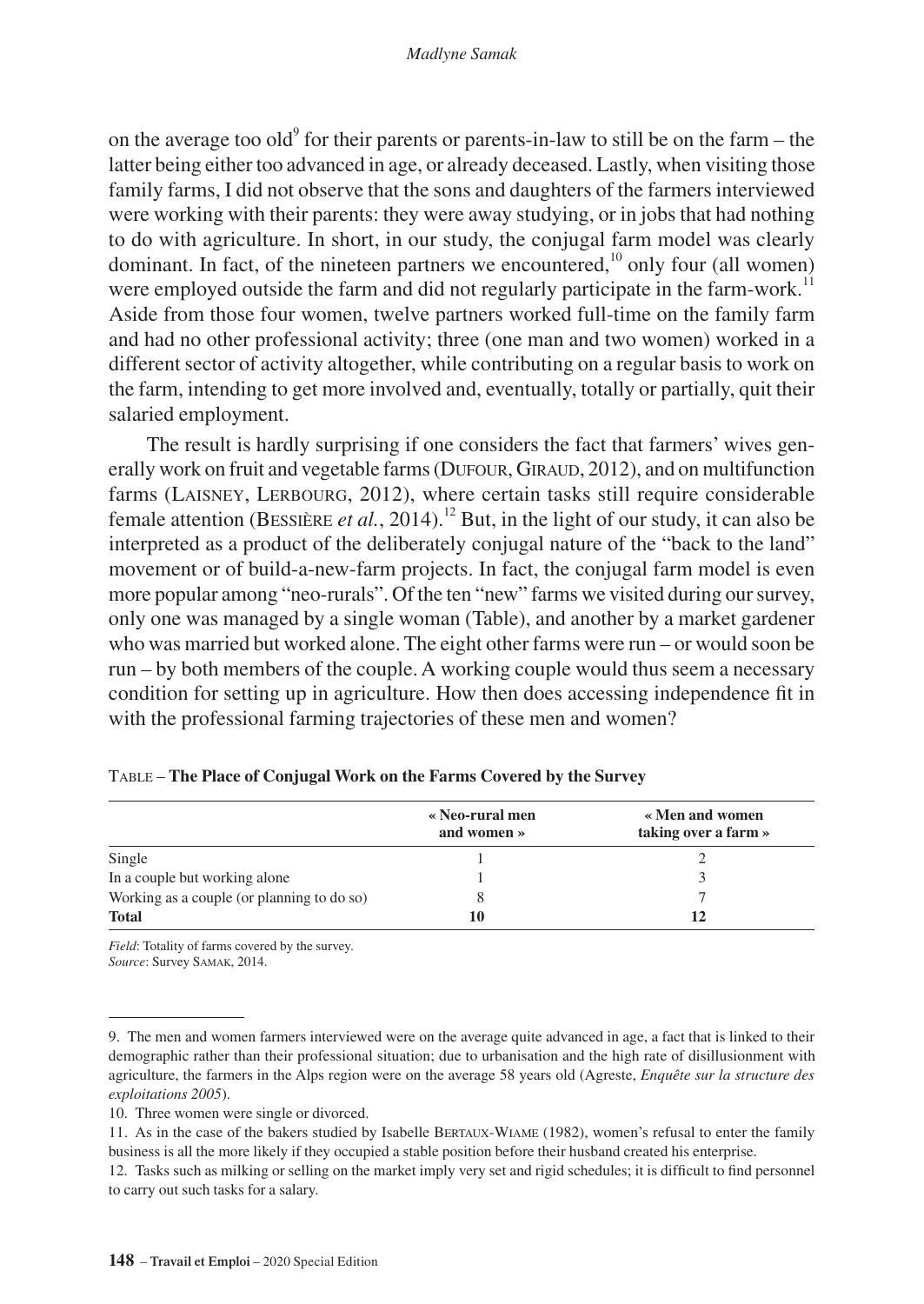on the average too old[9] for their parents or parents-in-law to still be on the farm – the latter being either too advanced in age, or already deceased. Lastly, when visiting those family farms, I did not observe that the sons and daughters of the farmers interviewed were working with their parents: they were away studying, or in jobs that had nothing to do with agriculture. In short, in our study, the conjugal farm model was clearly dominant. In fact, of the nineteen partners we encountered,[10] only four (all women) were employed outside the farm and did not regularly participate in the farm-work.[11] Aside from those four women, twelve partners worked full-time on the family farm and had no other professional activity; three (one man and two women) worked in a different sector of activity altogether, while contributing on a regular basis to work on the farm, intending to get more involved and, eventually, totally or partially, quit their salaried employment.

The result is hardly surprising if one considers the fact that farmers' wives generally work on fruit and vegetable farms (Dufour, Giraud, 2012), and on multifunction farms (Laisney, Lerbourg, 2012), where certain tasks still require considerable female attention (Bessière *et al.*, 2014).[12] But, in the light of our study, it can also be interpreted as a product of the deliberately conjugal nature of the "back to the land" movement or of build-a-new-farm projects. In fact, the conjugal farm model is even more popular among "neo-rurals". Of the ten "new" farms we visited during our survey, only one was managed by a single woman (Table), and another by a market gardener who was married but worked alone. The eight other farms were run – or would soon be run – by both members of the couple. A working couple would thus seem a necessary condition for setting up in agriculture. How then does accessing independence fit in with the professional farming trajectories of these men and women?

Table – **The Place of Conjugal Work on the Farms Covered by the Survey**

| | « Neo-rural men and women » | « Men and women taking over a farm » |
|---|---|---|
| Single | 1 | 2 |
| In a couple but working alone | 1 | 3 |
| Working as a couple (or planning to do so) | 8 | 7 |
| **Total** | **10** | **12** |

*Field*: Totality of farms covered by the survey.
*Source*: Survey Samak, 2014.

9. The men and women farmers interviewed were on the average quite advanced in age, a fact that is linked to their demographic rather than their professional situation; due to urbanisation and the high rate of disillusionment with agriculture, the farmers in the Alps region were on the average 58 years old (Agreste, *Enquête sur la structure des exploitations 2005*).

10. Three women were single or divorced.

11. As in the case of the bakers studied by Isabelle Bertaux-Wiame (1982), women's refusal to enter the family business is all the more likely if they occupied a stable position before their husband created his enterprise.

12. Tasks such as milking or selling on the market imply very set and rigid schedules; it is difficult to find personnel to carry out such tasks for a salary.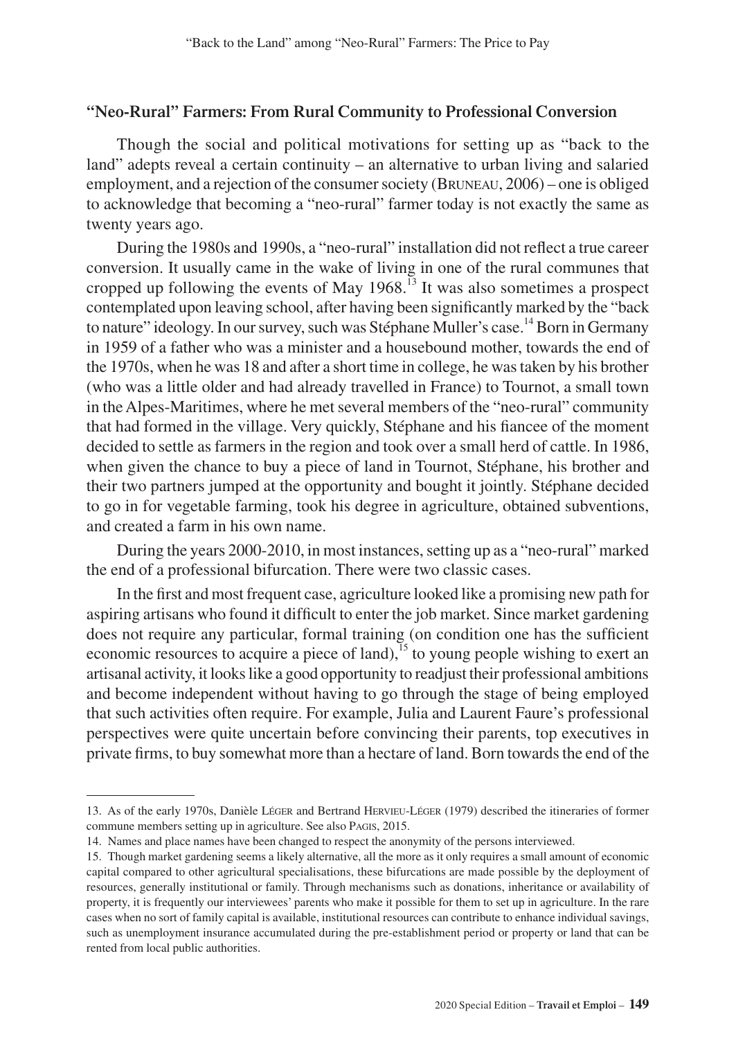## "Neo-Rural" Farmers: From Rural Community to Professional Conversion

Though the social and political motivations for setting up as "back to the land" adepts reveal a certain continuity – an alternative to urban living and salaried employment, and a rejection of the consumer society (Bruneau, 2006) – one is obliged to acknowledge that becoming a "neo-rural" farmer today is not exactly the same as twenty years ago.

During the 1980s and 1990s, a "neo-rural" installation did not reflect a true career conversion. It usually came in the wake of living in one of the rural communes that cropped up following the events of May 1968.[13] It was also sometimes a prospect contemplated upon leaving school, after having been significantly marked by the "back to nature" ideology. In our survey, such was Stéphane Muller's case.[14] Born in Germany in 1959 of a father who was a minister and a housebound mother, towards the end of the 1970s, when he was 18 and after a short time in college, he was taken by his brother (who was a little older and had already travelled in France) to Tournot, a small town in the Alpes-Maritimes, where he met several members of the "neo-rural" community that had formed in the village. Very quickly, Stéphane and his fiancee of the moment decided to settle as farmers in the region and took over a small herd of cattle. In 1986, when given the chance to buy a piece of land in Tournot, Stéphane, his brother and their two partners jumped at the opportunity and bought it jointly. Stéphane decided to go in for vegetable farming, took his degree in agriculture, obtained subventions, and created a farm in his own name.

During the years 2000-2010, in most instances, setting up as a "neo-rural" marked the end of a professional bifurcation. There were two classic cases.

In the first and most frequent case, agriculture looked like a promising new path for aspiring artisans who found it difficult to enter the job market. Since market gardening does not require any particular, formal training (on condition one has the sufficient economic resources to acquire a piece of land),[15] to young people wishing to exert an artisanal activity, it looks like a good opportunity to readjust their professional ambitions and become independent without having to go through the stage of being employed that such activities often require. For example, Julia and Laurent Faure's professional perspectives were quite uncertain before convincing their parents, top executives in private firms, to buy somewhat more than a hectare of land. Born towards the end of the

13. As of the early 1970s, Danièle Léger and Bertrand Hervieu-Léger (1979) described the itineraries of former commune members setting up in agriculture. See also Pagis, 2015.

14. Names and place names have been changed to respect the anonymity of the persons interviewed.

15. Though market gardening seems a likely alternative, all the more as it only requires a small amount of economic capital compared to other agricultural specialisations, these bifurcations are made possible by the deployment of resources, generally institutional or family. Through mechanisms such as donations, inheritance or availability of property, it is frequently our interviewees' parents who make it possible for them to set up in agriculture. In the rare cases when no sort of family capital is available, institutional resources can contribute to enhance individual savings, such as unemployment insurance accumulated during the pre-establishment period or property or land that can be rented from local public authorities.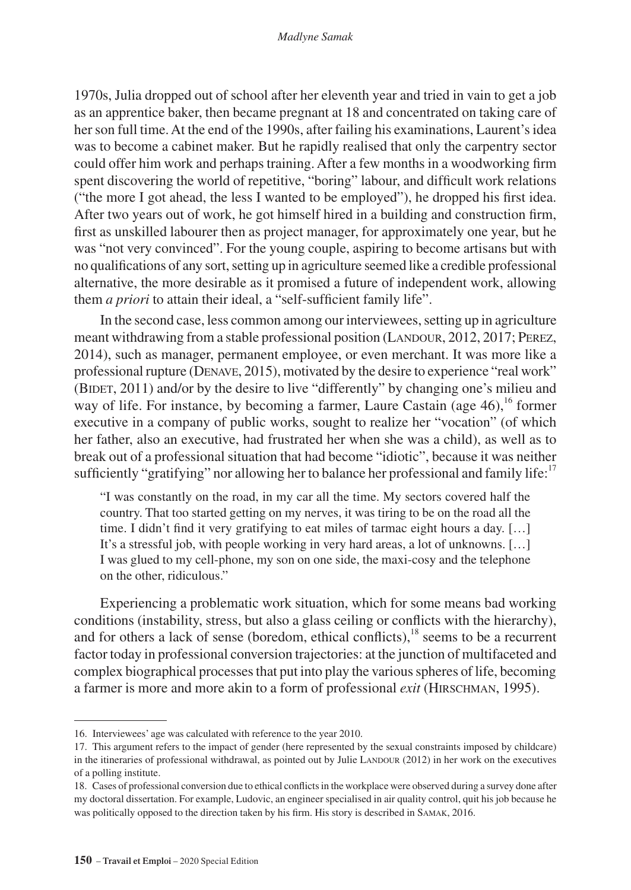1970s, Julia dropped out of school after her eleventh year and tried in vain to get a job as an apprentice baker, then became pregnant at 18 and concentrated on taking care of her son full time. At the end of the 1990s, after failing his examinations, Laurent's idea was to become a cabinet maker. But he rapidly realised that only the carpentry sector could offer him work and perhaps training. After a few months in a woodworking firm spent discovering the world of repetitive, "boring" labour, and difficult work relations ("the more I got ahead, the less I wanted to be employed"), he dropped his first idea. After two years out of work, he got himself hired in a building and construction firm, first as unskilled labourer then as project manager, for approximately one year, but he was "not very convinced". For the young couple, aspiring to become artisans but with no qualifications of any sort, setting up in agriculture seemed like a credible professional alternative, the more desirable as it promised a future of independent work, allowing them *a priori* to attain their ideal, a "self-sufficient family life".

In the second case, less common among our interviewees, setting up in agriculture meant withdrawing from a stable professional position (Landour, 2012, 2017; Perez, 2014), such as manager, permanent employee, or even merchant. It was more like a professional rupture (Denave, 2015), motivated by the desire to experience "real work" (Bidet, 2011) and/or by the desire to live "differently" by changing one's milieu and way of life. For instance, by becoming a farmer, Laure Castain (age 46),[16] former executive in a company of public works, sought to realize her "vocation" (of which her father, also an executive, had frustrated her when she was a child), as well as to break out of a professional situation that had become "idiotic", because it was neither sufficiently "gratifying" nor allowing her to balance her professional and family life:[17]

> "I was constantly on the road, in my car all the time. My sectors covered half the country. That too started getting on my nerves, it was tiring to be on the road all the time. I didn't find it very gratifying to eat miles of tarmac eight hours a day. […] It's a stressful job, with people working in very hard areas, a lot of unknowns. […] I was glued to my cell-phone, my son on one side, the maxi-cosy and the telephone on the other, ridiculous."

Experiencing a problematic work situation, which for some means bad working conditions (instability, stress, but also a glass ceiling or conflicts with the hierarchy), and for others a lack of sense (boredom, ethical conflicts),[18] seems to be a recurrent factor today in professional conversion trajectories: at the junction of multifaceted and complex biographical processes that put into play the various spheres of life, becoming a farmer is more and more akin to a form of professional *exit* (Hirschman, 1995).

16. Interviewees' age was calculated with reference to the year 2010.

17. This argument refers to the impact of gender (here represented by the sexual constraints imposed by childcare) in the itineraries of professional withdrawal, as pointed out by Julie Landour (2012) in her work on the executives of a polling institute.

18. Cases of professional conversion due to ethical conflicts in the workplace were observed during a survey done after my doctoral dissertation. For example, Ludovic, an engineer specialised in air quality control, quit his job because he was politically opposed to the direction taken by his firm. His story is described in Samak, 2016.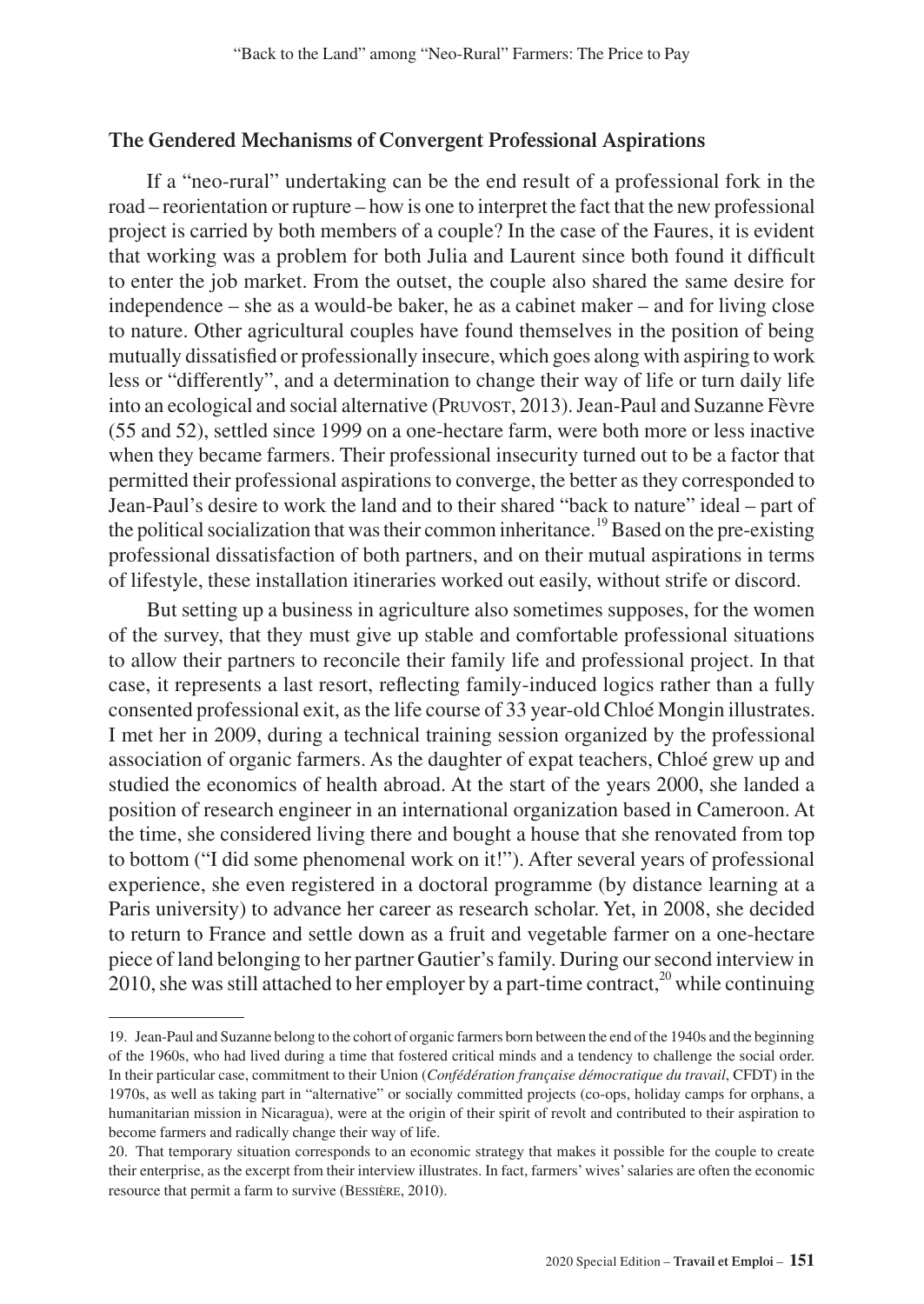## The Gendered Mechanisms of Convergent Professional Aspirations

If a "neo-rural" undertaking can be the end result of a professional fork in the road – reorientation or rupture – how is one to interpret the fact that the new professional project is carried by both members of a couple? In the case of the Faures, it is evident that working was a problem for both Julia and Laurent since both found it difficult to enter the job market. From the outset, the couple also shared the same desire for independence – she as a would-be baker, he as a cabinet maker – and for living close to nature. Other agricultural couples have found themselves in the position of being mutually dissatisfied or professionally insecure, which goes along with aspiring to work less or "differently", and a determination to change their way of life or turn daily life into an ecological and social alternative (Pruvost, 2013). Jean-Paul and Suzanne Fèvre (55 and 52), settled since 1999 on a one-hectare farm, were both more or less inactive when they became farmers. Their professional insecurity turned out to be a factor that permitted their professional aspirations to converge, the better as they corresponded to Jean-Paul's desire to work the land and to their shared "back to nature" ideal – part of the political socialization that was their common inheritance.[19] Based on the pre-existing professional dissatisfaction of both partners, and on their mutual aspirations in terms of lifestyle, these installation itineraries worked out easily, without strife or discord.

But setting up a business in agriculture also sometimes supposes, for the women of the survey, that they must give up stable and comfortable professional situations to allow their partners to reconcile their family life and professional project. In that case, it represents a last resort, reflecting family-induced logics rather than a fully consented professional exit, as the life course of 33 year-old Chloé Mongin illustrates. I met her in 2009, during a technical training session organized by the professional association of organic farmers. As the daughter of expat teachers, Chloé grew up and studied the economics of health abroad. At the start of the years 2000, she landed a position of research engineer in an international organization based in Cameroon. At the time, she considered living there and bought a house that she renovated from top to bottom ("I did some phenomenal work on it!"). After several years of professional experience, she even registered in a doctoral programme (by distance learning at a Paris university) to advance her career as research scholar. Yet, in 2008, she decided to return to France and settle down as a fruit and vegetable farmer on a one-hectare piece of land belonging to her partner Gautier's family. During our second interview in 2010, she was still attached to her employer by a part-time contract,[20] while continuing

---

19. Jean-Paul and Suzanne belong to the cohort of organic farmers born between the end of the 1940s and the beginning of the 1960s, who had lived during a time that fostered critical minds and a tendency to challenge the social order. In their particular case, commitment to their Union (*Confédération française démocratique du travail*, CFDT) in the 1970s, as well as taking part in "alternative" or socially committed projects (co-ops, holiday camps for orphans, a humanitarian mission in Nicaragua), were at the origin of their spirit of revolt and contributed to their aspiration to become farmers and radically change their way of life.

20. That temporary situation corresponds to an economic strategy that makes it possible for the couple to create their enterprise, as the excerpt from their interview illustrates. In fact, farmers' wives' salaries are often the economic resource that permit a farm to survive (Bessière, 2010).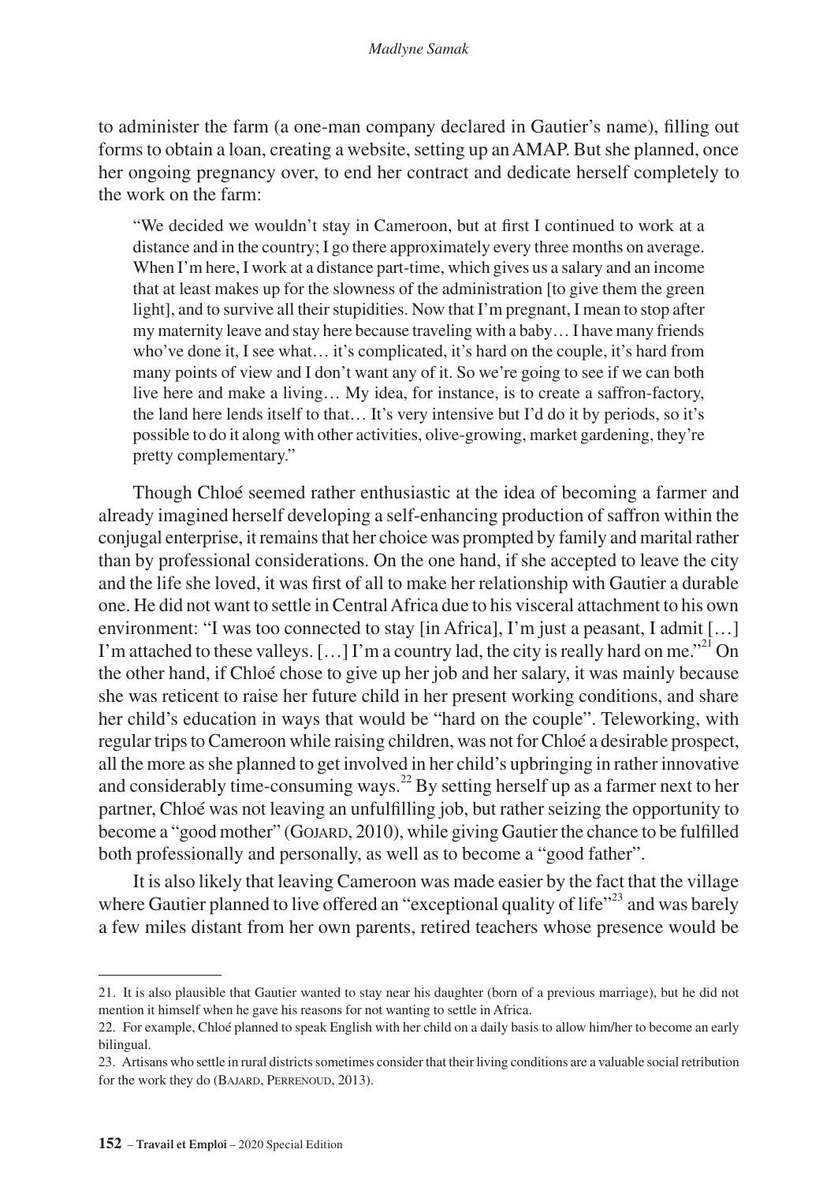to administer the farm (a one-man company declared in Gautier's name), filling out forms to obtain a loan, creating a website, setting up an AMAP. But she planned, once her ongoing pregnancy over, to end her contract and dedicate herself completely to the work on the farm:

> "We decided we wouldn't stay in Cameroon, but at first I continued to work at a distance and in the country; I go there approximately every three months on average. When I'm here, I work at a distance part-time, which gives us a salary and an income that at least makes up for the slowness of the administration [to give them the green light], and to survive all their stupidities. Now that I'm pregnant, I mean to stop after my maternity leave and stay here because traveling with a baby… I have many friends who've done it, I see what… it's complicated, it's hard on the couple, it's hard from many points of view and I don't want any of it. So we're going to see if we can both live here and make a living… My idea, for instance, is to create a saffron-factory, the land here lends itself to that… It's very intensive but I'd do it by periods, so it's possible to do it along with other activities, olive-growing, market gardening, they're pretty complementary."

Though Chloé seemed rather enthusiastic at the idea of becoming a farmer and already imagined herself developing a self-enhancing production of saffron within the conjugal enterprise, it remains that her choice was prompted by family and marital rather than by professional considerations. On the one hand, if she accepted to leave the city and the life she loved, it was first of all to make her relationship with Gautier a durable one. He did not want to settle in Central Africa due to his visceral attachment to his own environment: "I was too connected to stay [in Africa], I'm just a peasant, I admit […] I'm attached to these valleys. […] I'm a country lad, the city is really hard on me."[21] On the other hand, if Chloé chose to give up her job and her salary, it was mainly because she was reticent to raise her future child in her present working conditions, and share her child's education in ways that would be "hard on the couple". Teleworking, with regular trips to Cameroon while raising children, was not for Chloé a desirable prospect, all the more as she planned to get involved in her child's upbringing in rather innovative and considerably time-consuming ways.[22] By setting herself up as a farmer next to her partner, Chloé was not leaving an unfulfilling job, but rather seizing the opportunity to become a "good mother" (Gojard, 2010), while giving Gautier the chance to be fulfilled both professionally and personally, as well as to become a "good father".

It is also likely that leaving Cameroon was made easier by the fact that the village where Gautier planned to live offered an "exceptional quality of life"[23] and was barely a few miles distant from her own parents, retired teachers whose presence would be

---

21. It is also plausible that Gautier wanted to stay near his daughter (born of a previous marriage), but he did not mention it himself when he gave his reasons for not wanting to settle in Africa.

22. For example, Chloé planned to speak English with her child on a daily basis to allow him/her to become an early bilingual.

23. Artisans who settle in rural districts sometimes consider that their living conditions are a valuable social retribution for the work they do (Bajard, Perrenoud, 2013).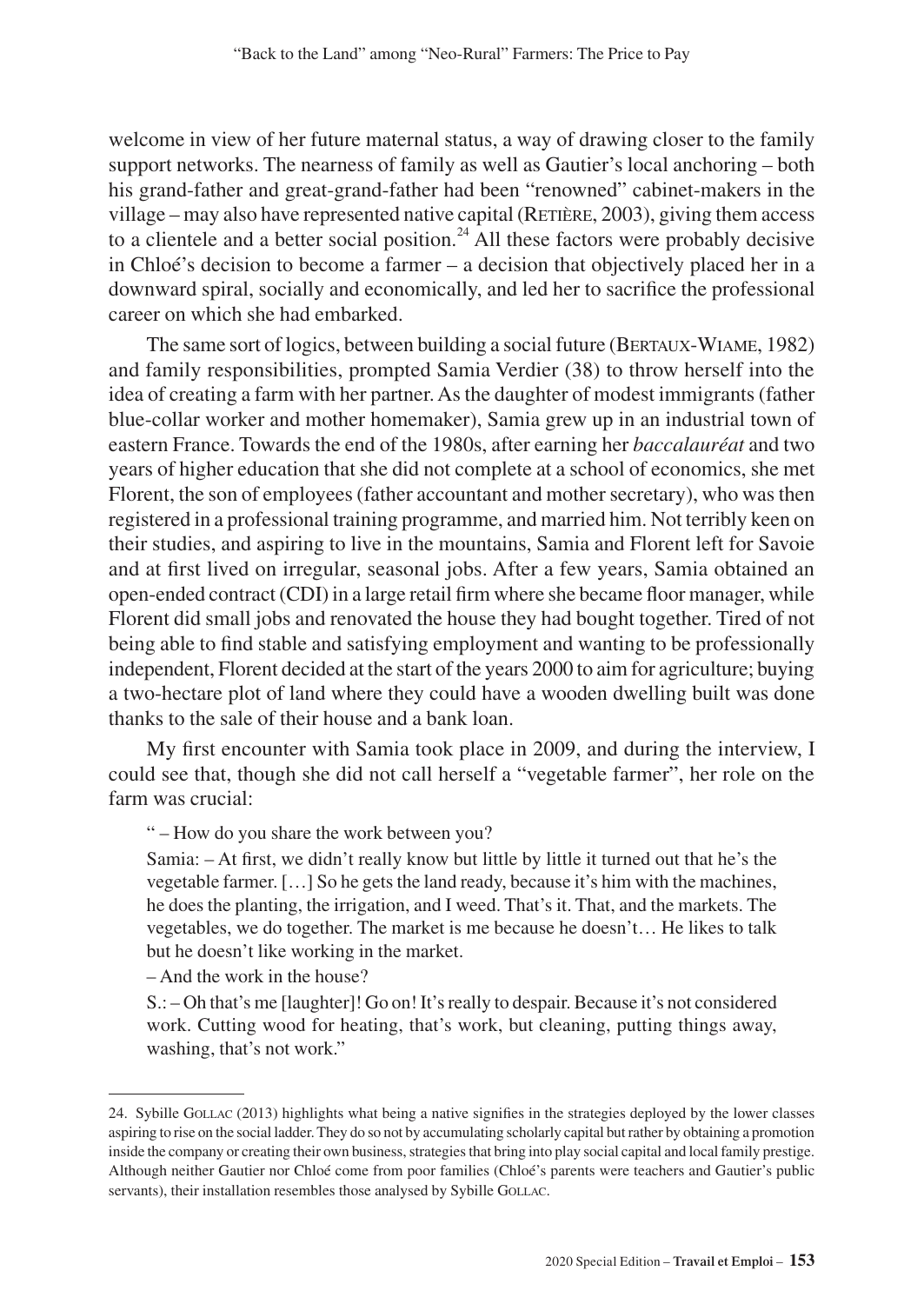welcome in view of her future maternal status, a way of drawing closer to the family support networks. The nearness of family as well as Gautier's local anchoring – both his grand-father and great-grand-father had been "renowned" cabinet-makers in the village – may also have represented native capital (Retière, 2003), giving them access to a clientele and a better social position.[24] All these factors were probably decisive in Chloé's decision to become a farmer – a decision that objectively placed her in a downward spiral, socially and economically, and led her to sacrifice the professional career on which she had embarked.

The same sort of logics, between building a social future (Bertaux-Wiame, 1982) and family responsibilities, prompted Samia Verdier (38) to throw herself into the idea of creating a farm with her partner. As the daughter of modest immigrants (father blue-collar worker and mother homemaker), Samia grew up in an industrial town of eastern France. Towards the end of the 1980s, after earning her *baccalauréat* and two years of higher education that she did not complete at a school of economics, she met Florent, the son of employees (father accountant and mother secretary), who was then registered in a professional training programme, and married him. Not terribly keen on their studies, and aspiring to live in the mountains, Samia and Florent left for Savoie and at first lived on irregular, seasonal jobs. After a few years, Samia obtained an open-ended contract (CDI) in a large retail firm where she became floor manager, while Florent did small jobs and renovated the house they had bought together. Tired of not being able to find stable and satisfying employment and wanting to be professionally independent, Florent decided at the start of the years 2000 to aim for agriculture; buying a two-hectare plot of land where they could have a wooden dwelling built was done thanks to the sale of their house and a bank loan.

My first encounter with Samia took place in 2009, and during the interview, I could see that, though she did not call herself a "vegetable farmer", her role on the farm was crucial:

> " – How do you share the work between you?
>
> Samia: – At first, we didn't really know but little by little it turned out that he's the vegetable farmer. […] So he gets the land ready, because it's him with the machines, he does the planting, the irrigation, and I weed. That's it. That, and the markets. The vegetables, we do together. The market is me because he doesn't… He likes to talk but he doesn't like working in the market.
>
> – And the work in the house?
>
> S.: – Oh that's me [laughter]! Go on! It's really to despair. Because it's not considered work. Cutting wood for heating, that's work, but cleaning, putting things away, washing, that's not work."

---

24. Sybille Gollac (2013) highlights what being a native signifies in the strategies deployed by the lower classes aspiring to rise on the social ladder. They do so not by accumulating scholarly capital but rather by obtaining a promotion inside the company or creating their own business, strategies that bring into play social capital and local family prestige. Although neither Gautier nor Chloé come from poor families (Chloé's parents were teachers and Gautier's public servants), their installation resembles those analysed by Sybille Gollac.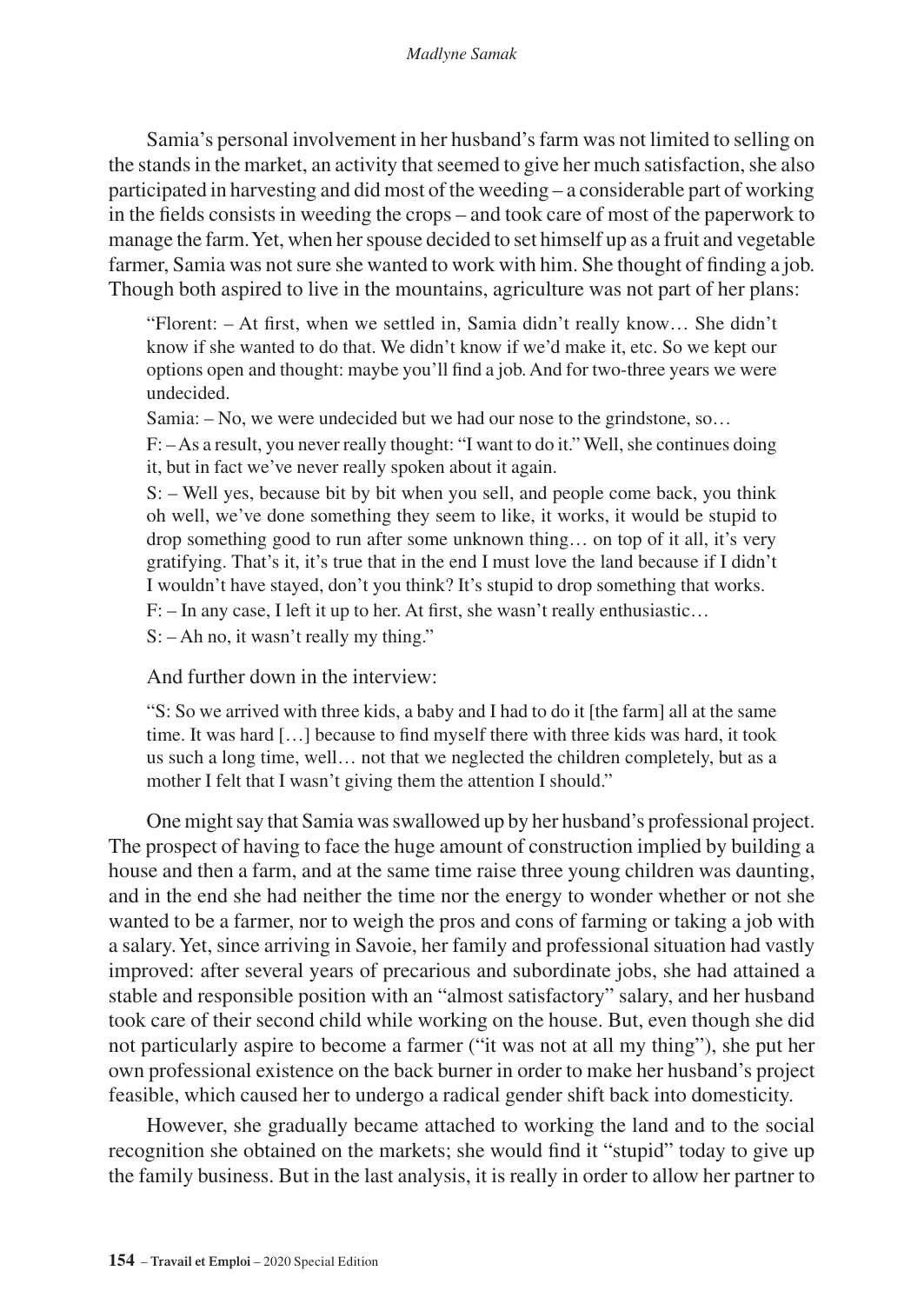Samia's personal involvement in her husband's farm was not limited to selling on the stands in the market, an activity that seemed to give her much satisfaction, she also participated in harvesting and did most of the weeding – a considerable part of working in the fields consists in weeding the crops – and took care of most of the paperwork to manage the farm. Yet, when her spouse decided to set himself up as a fruit and vegetable farmer, Samia was not sure she wanted to work with him. She thought of finding a job. Though both aspired to live in the mountains, agriculture was not part of her plans:

> "Florent: – At first, when we settled in, Samia didn't really know… She didn't know if she wanted to do that. We didn't know if we'd make it, etc. So we kept our options open and thought: maybe you'll find a job. And for two-three years we were undecided.
>
> Samia: – No, we were undecided but we had our nose to the grindstone, so…
>
> F: – As a result, you never really thought: "I want to do it." Well, she continues doing it, but in fact we've never really spoken about it again.
>
> S: – Well yes, because bit by bit when you sell, and people come back, you think oh well, we've done something they seem to like, it works, it would be stupid to drop something good to run after some unknown thing… on top of it all, it's very gratifying. That's it, it's true that in the end I must love the land because if I didn't I wouldn't have stayed, don't you think? It's stupid to drop something that works.
>
> F: – In any case, I left it up to her. At first, she wasn't really enthusiastic…
>
> S: – Ah no, it wasn't really my thing."

And further down in the interview:

> "S: So we arrived with three kids, a baby and I had to do it [the farm] all at the same time. It was hard […] because to find myself there with three kids was hard, it took us such a long time, well… not that we neglected the children completely, but as a mother I felt that I wasn't giving them the attention I should."

One might say that Samia was swallowed up by her husband's professional project. The prospect of having to face the huge amount of construction implied by building a house and then a farm, and at the same time raise three young children was daunting, and in the end she had neither the time nor the energy to wonder whether or not she wanted to be a farmer, nor to weigh the pros and cons of farming or taking a job with a salary. Yet, since arriving in Savoie, her family and professional situation had vastly improved: after several years of precarious and subordinate jobs, she had attained a stable and responsible position with an "almost satisfactory" salary, and her husband took care of their second child while working on the house. But, even though she did not particularly aspire to become a farmer ("it was not at all my thing"), she put her own professional existence on the back burner in order to make her husband's project feasible, which caused her to undergo a radical gender shift back into domesticity.

However, she gradually became attached to working the land and to the social recognition she obtained on the markets; she would find it "stupid" today to give up the family business. But in the last analysis, it is really in order to allow her partner to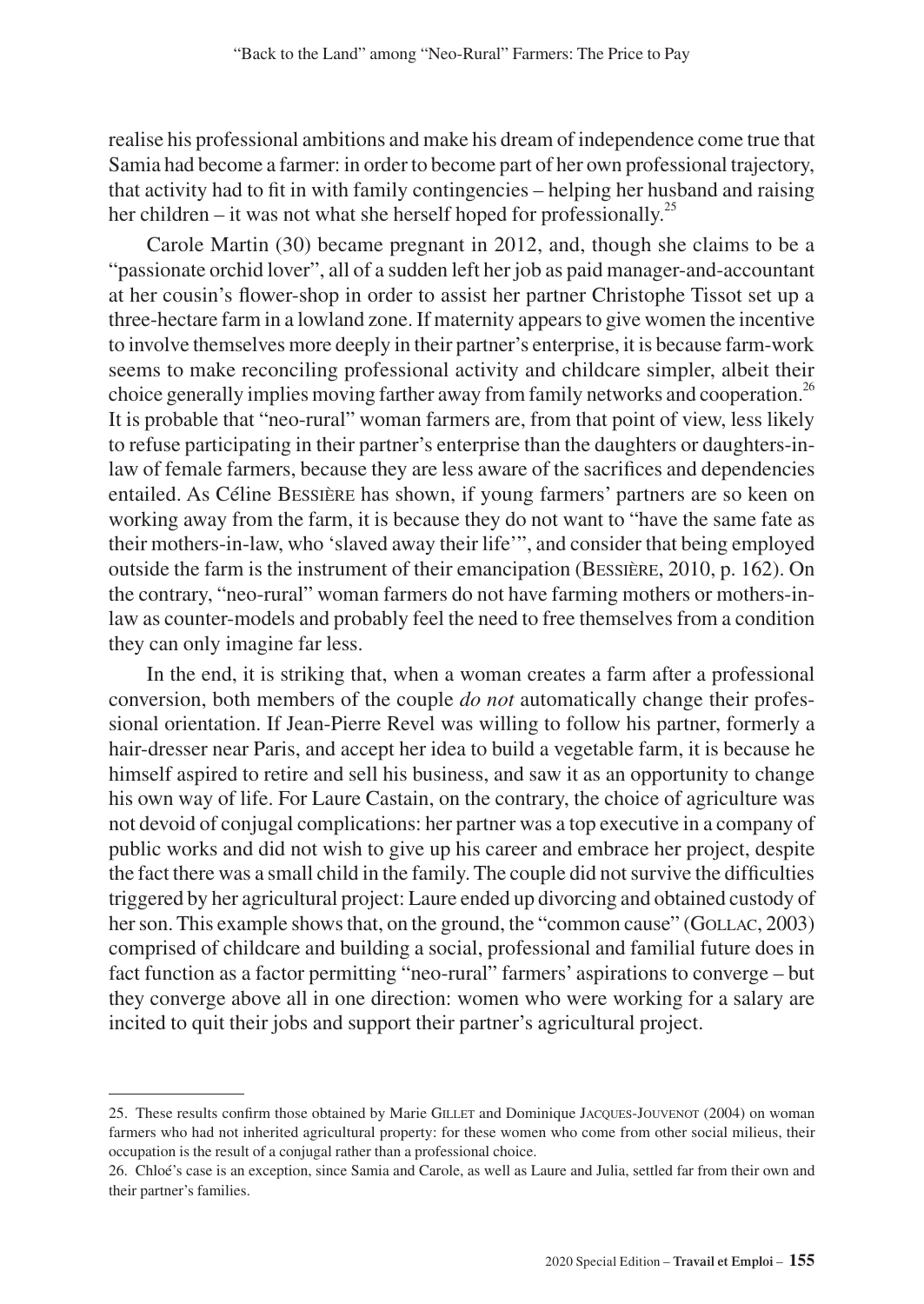realise his professional ambitions and make his dream of independence come true that Samia had become a farmer: in order to become part of her own professional trajectory, that activity had to fit in with family contingencies – helping her husband and raising her children – it was not what she herself hoped for professionally.[25]

Carole Martin (30) became pregnant in 2012, and, though she claims to be a "passionate orchid lover", all of a sudden left her job as paid manager-and-accountant at her cousin's flower-shop in order to assist her partner Christophe Tissot set up a three-hectare farm in a lowland zone. If maternity appears to give women the incentive to involve themselves more deeply in their partner's enterprise, it is because farm-work seems to make reconciling professional activity and childcare simpler, albeit their choice generally implies moving farther away from family networks and cooperation.[26] It is probable that "neo-rural" woman farmers are, from that point of view, less likely to refuse participating in their partner's enterprise than the daughters or daughters-in-law of female farmers, because they are less aware of the sacrifices and dependencies entailed. As Céline Bessière has shown, if young farmers' partners are so keen on working away from the farm, it is because they do not want to "have the same fate as their mothers-in-law, who 'slaved away their life'", and consider that being employed outside the farm is the instrument of their emancipation (Bessière, 2010, p. 162). On the contrary, "neo-rural" woman farmers do not have farming mothers or mothers-in-law as counter-models and probably feel the need to free themselves from a condition they can only imagine far less.

In the end, it is striking that, when a woman creates a farm after a professional conversion, both members of the couple *do not* automatically change their professional orientation. If Jean-Pierre Revel was willing to follow his partner, formerly a hair-dresser near Paris, and accept her idea to build a vegetable farm, it is because he himself aspired to retire and sell his business, and saw it as an opportunity to change his own way of life. For Laure Castain, on the contrary, the choice of agriculture was not devoid of conjugal complications: her partner was a top executive in a company of public works and did not wish to give up his career and embrace her project, despite the fact there was a small child in the family. The couple did not survive the difficulties triggered by her agricultural project: Laure ended up divorcing and obtained custody of her son. This example shows that, on the ground, the "common cause" (Gollac, 2003) comprised of childcare and building a social, professional and familial future does in fact function as a factor permitting "neo-rural" farmers' aspirations to converge – but they converge above all in one direction: women who were working for a salary are incited to quit their jobs and support their partner's agricultural project.

---

25. These results confirm those obtained by Marie Gillet and Dominique Jacques-Jouvenot (2004) on woman farmers who had not inherited agricultural property: for these women who come from other social milieus, their occupation is the result of a conjugal rather than a professional choice.

26. Chloé's case is an exception, since Samia and Carole, as well as Laure and Julia, settled far from their own and their partner's families.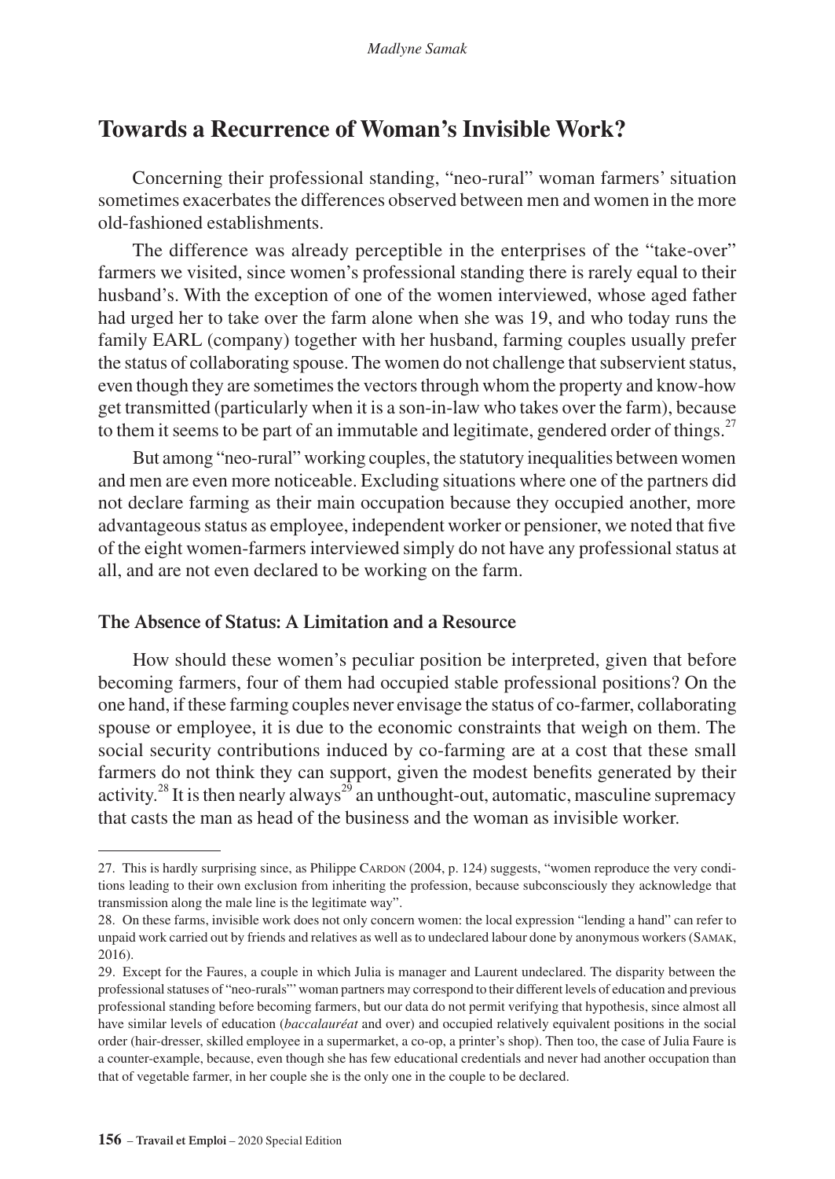## Towards a Recurrence of Woman's Invisible Work?

Concerning their professional standing, "neo-rural" woman farmers' situation sometimes exacerbates the differences observed between men and women in the more old-fashioned establishments.

The difference was already perceptible in the enterprises of the "take-over" farmers we visited, since women's professional standing there is rarely equal to their husband's. With the exception of one of the women interviewed, whose aged father had urged her to take over the farm alone when she was 19, and who today runs the family EARL (company) together with her husband, farming couples usually prefer the status of collaborating spouse. The women do not challenge that subservient status, even though they are sometimes the vectors through whom the property and know-how get transmitted (particularly when it is a son-in-law who takes over the farm), because to them it seems to be part of an immutable and legitimate, gendered order of things.[27]

But among "neo-rural" working couples, the statutory inequalities between women and men are even more noticeable. Excluding situations where one of the partners did not declare farming as their main occupation because they occupied another, more advantageous status as employee, independent worker or pensioner, we noted that five of the eight women-farmers interviewed simply do not have any professional status at all, and are not even declared to be working on the farm.

### The Absence of Status: A Limitation and a Resource

How should these women's peculiar position be interpreted, given that before becoming farmers, four of them had occupied stable professional positions? On the one hand, if these farming couples never envisage the status of co-farmer, collaborating spouse or employee, it is due to the economic constraints that weigh on them. The social security contributions induced by co-farming are at a cost that these small farmers do not think they can support, given the modest benefits generated by their activity.[28] It is then nearly always[29] an unthought-out, automatic, masculine supremacy that casts the man as head of the business and the woman as invisible worker.

---

27. This is hardly surprising since, as Philippe Cardon (2004, p. 124) suggests, "women reproduce the very conditions leading to their own exclusion from inheriting the profession, because subconsciously they acknowledge that transmission along the male line is the legitimate way".

28. On these farms, invisible work does not only concern women: the local expression "lending a hand" can refer to unpaid work carried out by friends and relatives as well as to undeclared labour done by anonymous workers (Samak, 2016).

29. Except for the Faures, a couple in which Julia is manager and Laurent undeclared. The disparity between the professional statuses of "neo-rurals"' woman partners may correspond to their different levels of education and previous professional standing before becoming farmers, but our data do not permit verifying that hypothesis, since almost all have similar levels of education (*baccalauréat* and over) and occupied relatively equivalent positions in the social order (hair-dresser, skilled employee in a supermarket, a co-op, a printer's shop). Then too, the case of Julia Faure is a counter-example, because, even though she has few educational credentials and never had another occupation than that of vegetable farmer, in her couple she is the only one in the couple to be declared.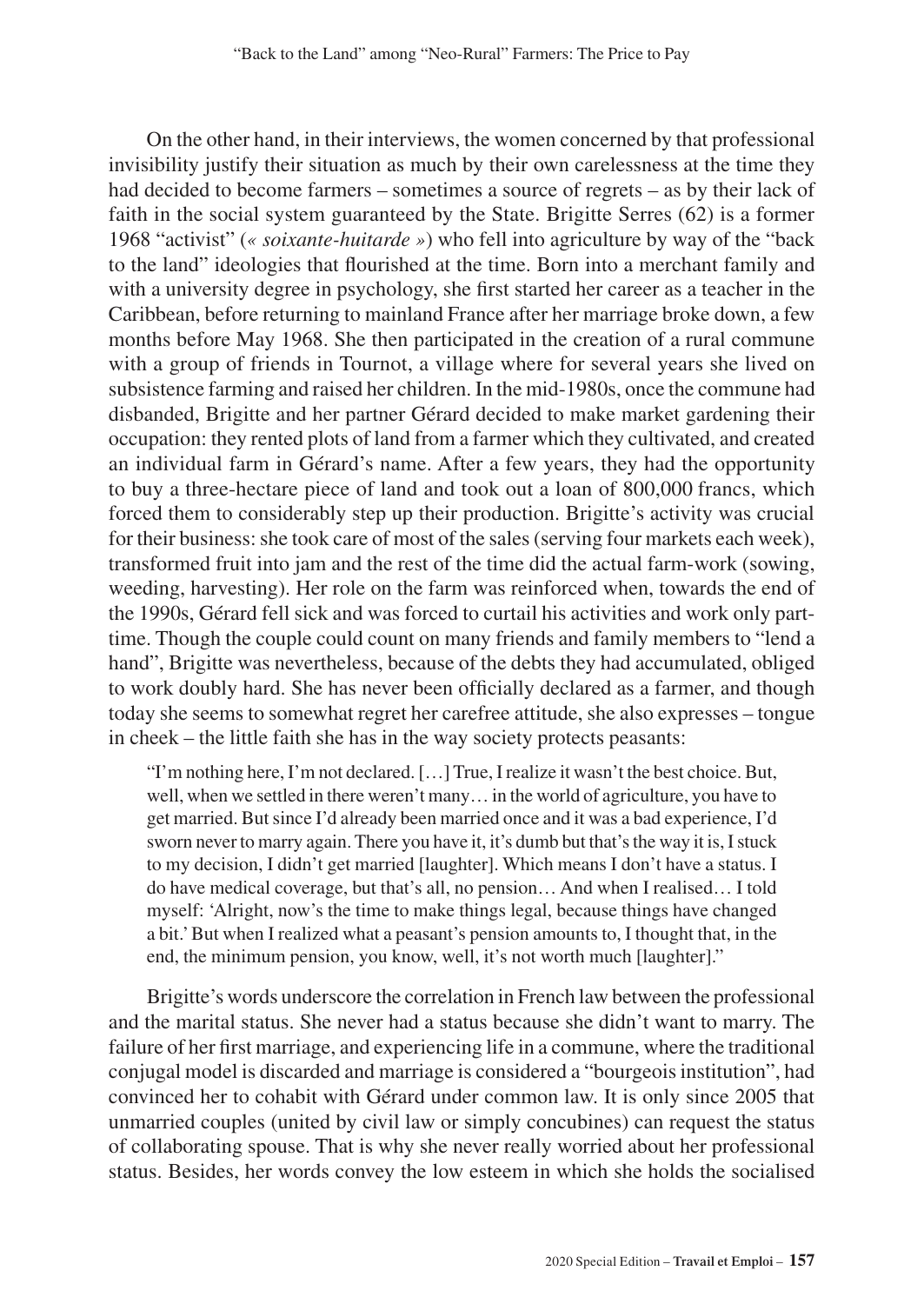On the other hand, in their interviews, the women concerned by that professional invisibility justify their situation as much by their own carelessness at the time they had decided to become farmers – sometimes a source of regrets – as by their lack of faith in the social system guaranteed by the State. Brigitte Serres (62) is a former 1968 "activist" (*« soixante-huitarde »*) who fell into agriculture by way of the "back to the land" ideologies that flourished at the time. Born into a merchant family and with a university degree in psychology, she first started her career as a teacher in the Caribbean, before returning to mainland France after her marriage broke down, a few months before May 1968. She then participated in the creation of a rural commune with a group of friends in Tournot, a village where for several years she lived on subsistence farming and raised her children. In the mid-1980s, once the commune had disbanded, Brigitte and her partner Gérard decided to make market gardening their occupation: they rented plots of land from a farmer which they cultivated, and created an individual farm in Gérard's name. After a few years, they had the opportunity to buy a three-hectare piece of land and took out a loan of 800,000 francs, which forced them to considerably step up their production. Brigitte's activity was crucial for their business: she took care of most of the sales (serving four markets each week), transformed fruit into jam and the rest of the time did the actual farm-work (sowing, weeding, harvesting). Her role on the farm was reinforced when, towards the end of the 1990s, Gérard fell sick and was forced to curtail his activities and work only part-time. Though the couple could count on many friends and family members to "lend a hand", Brigitte was nevertheless, because of the debts they had accumulated, obliged to work doubly hard. She has never been officially declared as a farmer, and though today she seems to somewhat regret her carefree attitude, she also expresses – tongue in cheek – the little faith she has in the way society protects peasants:

> "I'm nothing here, I'm not declared. […] True, I realize it wasn't the best choice. But, well, when we settled in there weren't many… in the world of agriculture, you have to get married. But since I'd already been married once and it was a bad experience, I'd sworn never to marry again. There you have it, it's dumb but that's the way it is, I stuck to my decision, I didn't get married [laughter]. Which means I don't have a status. I do have medical coverage, but that's all, no pension… And when I realised… I told myself: 'Alright, now's the time to make things legal, because things have changed a bit.' But when I realized what a peasant's pension amounts to, I thought that, in the end, the minimum pension, you know, well, it's not worth much [laughter]."

Brigitte's words underscore the correlation in French law between the professional and the marital status. She never had a status because she didn't want to marry. The failure of her first marriage, and experiencing life in a commune, where the traditional conjugal model is discarded and marriage is considered a "bourgeois institution", had convinced her to cohabit with Gérard under common law. It is only since 2005 that unmarried couples (united by civil law or simply concubines) can request the status of collaborating spouse. That is why she never really worried about her professional status. Besides, her words convey the low esteem in which she holds the socialised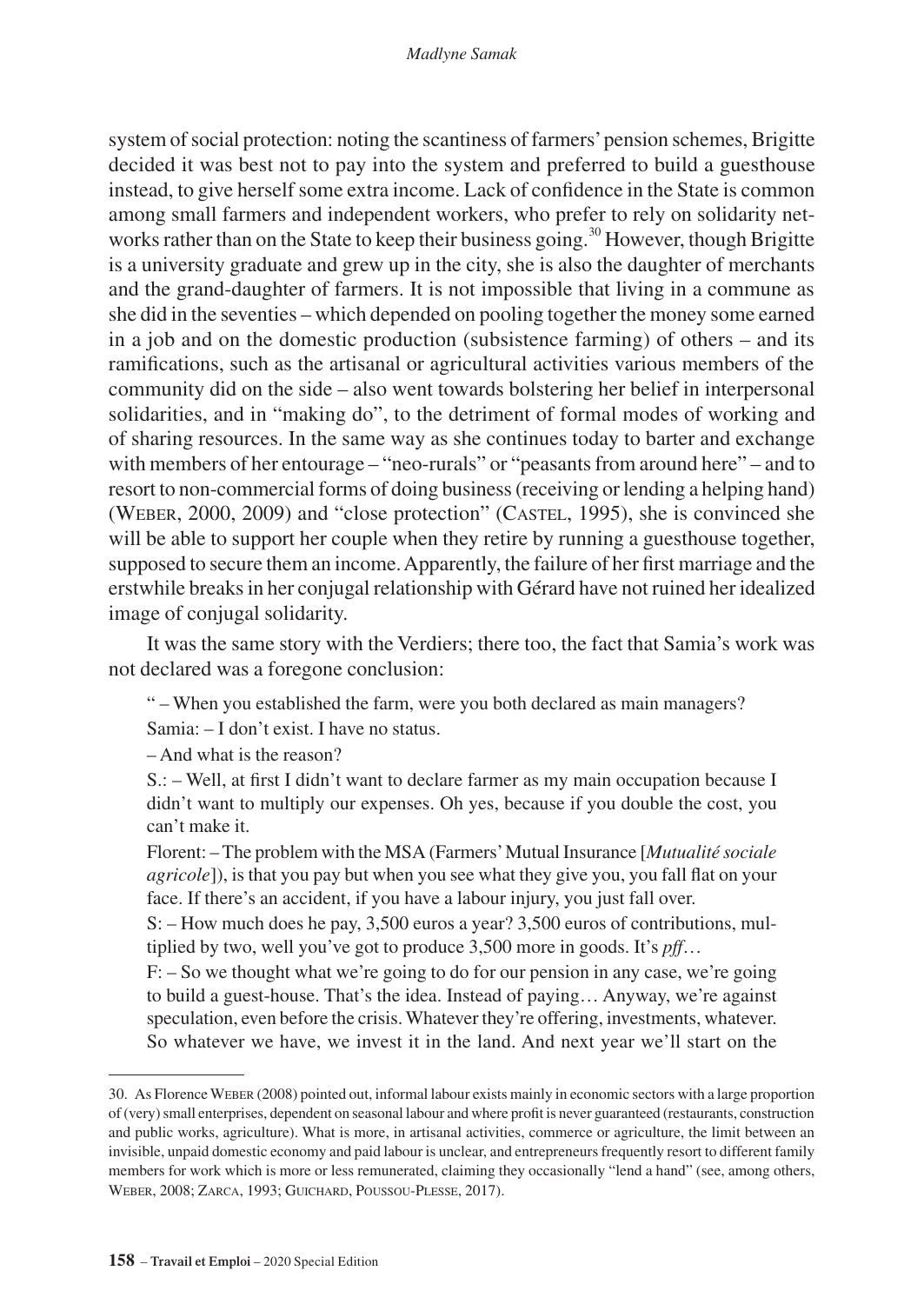system of social protection: noting the scantiness of farmers' pension schemes, Brigitte decided it was best not to pay into the system and preferred to build a guesthouse instead, to give herself some extra income. Lack of confidence in the State is common among small farmers and independent workers, who prefer to rely on solidarity networks rather than on the State to keep their business going.[30] However, though Brigitte is a university graduate and grew up in the city, she is also the daughter of merchants and the grand-daughter of farmers. It is not impossible that living in a commune as she did in the seventies – which depended on pooling together the money some earned in a job and on the domestic production (subsistence farming) of others – and its ramifications, such as the artisanal or agricultural activities various members of the community did on the side – also went towards bolstering her belief in interpersonal solidarities, and in "making do", to the detriment of formal modes of working and of sharing resources. In the same way as she continues today to barter and exchange with members of her entourage – "neo-rurals" or "peasants from around here" – and to resort to non-commercial forms of doing business (receiving or lending a helping hand) (Weber, 2000, 2009) and "close protection" (Castel, 1995), she is convinced she will be able to support her couple when they retire by running a guesthouse together, supposed to secure them an income. Apparently, the failure of her first marriage and the erstwhile breaks in her conjugal relationship with Gérard have not ruined her idealized image of conjugal solidarity.

It was the same story with the Verdiers; there too, the fact that Samia's work was not declared was a foregone conclusion:

" – When you established the farm, were you both declared as main managers?

Samia: – I don't exist. I have no status.

– And what is the reason?

S.: – Well, at first I didn't want to declare farmer as my main occupation because I didn't want to multiply our expenses. Oh yes, because if you double the cost, you can't make it.

Florent: – The problem with the MSA (Farmers' Mutual Insurance [*Mutualité sociale agricole*]), is that you pay but when you see what they give you, you fall flat on your face. If there's an accident, if you have a labour injury, you just fall over.

S: – How much does he pay, 3,500 euros a year? 3,500 euros of contributions, multiplied by two, well you've got to produce 3,500 more in goods. It's *pff*…

F: – So we thought what we're going to do for our pension in any case, we're going to build a guest-house. That's the idea. Instead of paying… Anyway, we're against speculation, even before the crisis. Whatever they're offering, investments, whatever. So whatever we have, we invest it in the land. And next year we'll start on the

---

30. As Florence Weber (2008) pointed out, informal labour exists mainly in economic sectors with a large proportion of (very) small enterprises, dependent on seasonal labour and where profit is never guaranteed (restaurants, construction and public works, agriculture). What is more, in artisanal activities, commerce or agriculture, the limit between an invisible, unpaid domestic economy and paid labour is unclear, and entrepreneurs frequently resort to different family members for work which is more or less remunerated, claiming they occasionally "lend a hand" (see, among others, Weber, 2008; Zarca, 1993; Guichard, Poussou-Plesse, 2017).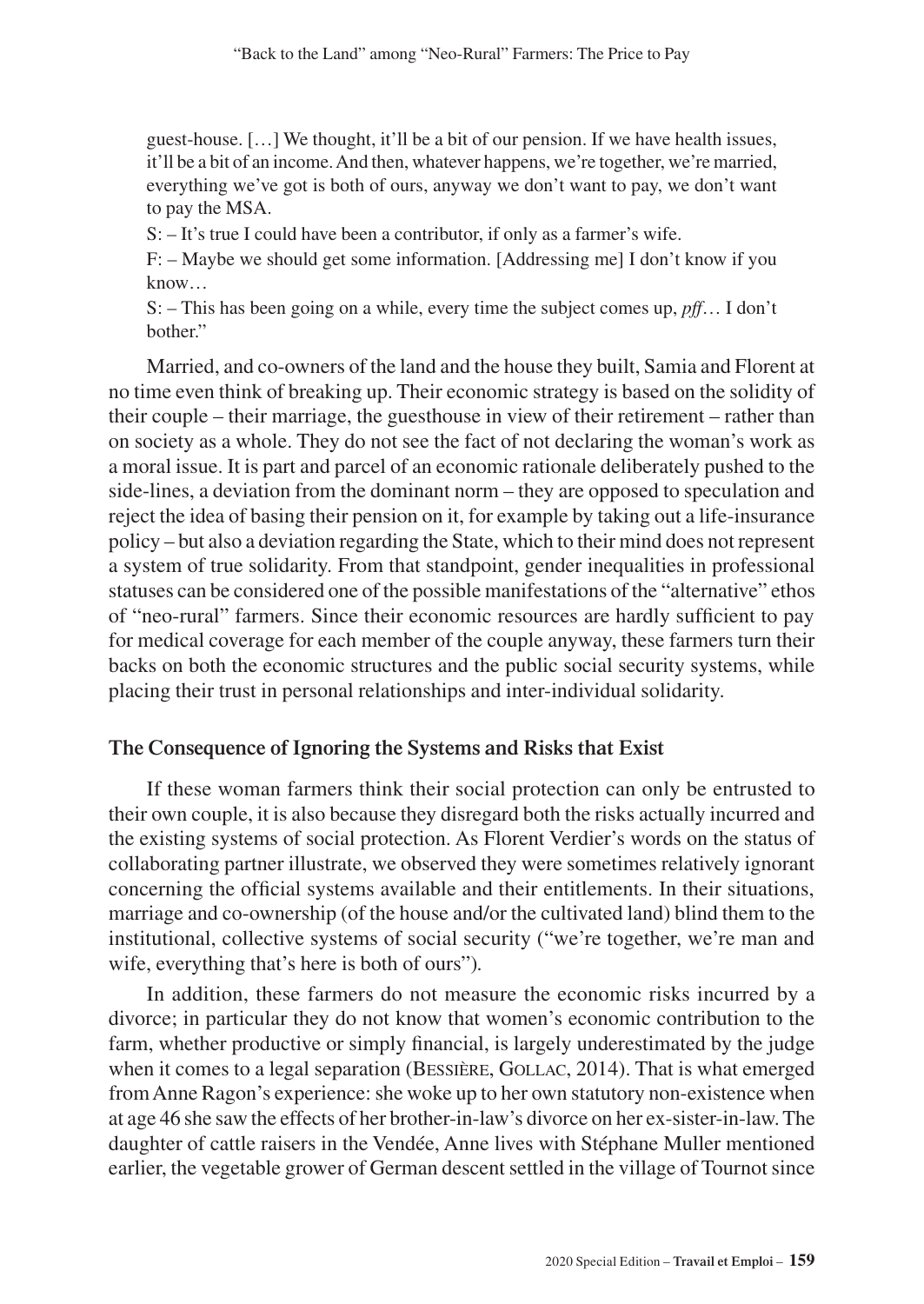guest-house. […] We thought, it'll be a bit of our pension. If we have health issues, it'll be a bit of an income. And then, whatever happens, we're together, we're married, everything we've got is both of ours, anyway we don't want to pay, we don't want to pay the MSA.

S: – It's true I could have been a contributor, if only as a farmer's wife.

F: – Maybe we should get some information. [Addressing me] I don't know if you know…

S: – This has been going on a while, every time the subject comes up, *pff*… I don't bother."

Married, and co-owners of the land and the house they built, Samia and Florent at no time even think of breaking up. Their economic strategy is based on the solidity of their couple – their marriage, the guesthouse in view of their retirement – rather than on society as a whole. They do not see the fact of not declaring the woman's work as a moral issue. It is part and parcel of an economic rationale deliberately pushed to the side-lines, a deviation from the dominant norm – they are opposed to speculation and reject the idea of basing their pension on it, for example by taking out a life-insurance policy – but also a deviation regarding the State, which to their mind does not represent a system of true solidarity. From that standpoint, gender inequalities in professional statuses can be considered one of the possible manifestations of the "alternative" ethos of "neo-rural" farmers. Since their economic resources are hardly sufficient to pay for medical coverage for each member of the couple anyway, these farmers turn their backs on both the economic structures and the public social security systems, while placing their trust in personal relationships and inter-individual solidarity.

### The Consequence of Ignoring the Systems and Risks that Exist

If these woman farmers think their social protection can only be entrusted to their own couple, it is also because they disregard both the risks actually incurred and the existing systems of social protection. As Florent Verdier's words on the status of collaborating partner illustrate, we observed they were sometimes relatively ignorant concerning the official systems available and their entitlements. In their situations, marriage and co-ownership (of the house and/or the cultivated land) blind them to the institutional, collective systems of social security ("we're together, we're man and wife, everything that's here is both of ours").

In addition, these farmers do not measure the economic risks incurred by a divorce; in particular they do not know that women's economic contribution to the farm, whether productive or simply financial, is largely underestimated by the judge when it comes to a legal separation (Bessière, Gollac, 2014). That is what emerged from Anne Ragon's experience: she woke up to her own statutory non-existence when at age 46 she saw the effects of her brother-in-law's divorce on her ex-sister-in-law. The daughter of cattle raisers in the Vendée, Anne lives with Stéphane Muller mentioned earlier, the vegetable grower of German descent settled in the village of Tournot since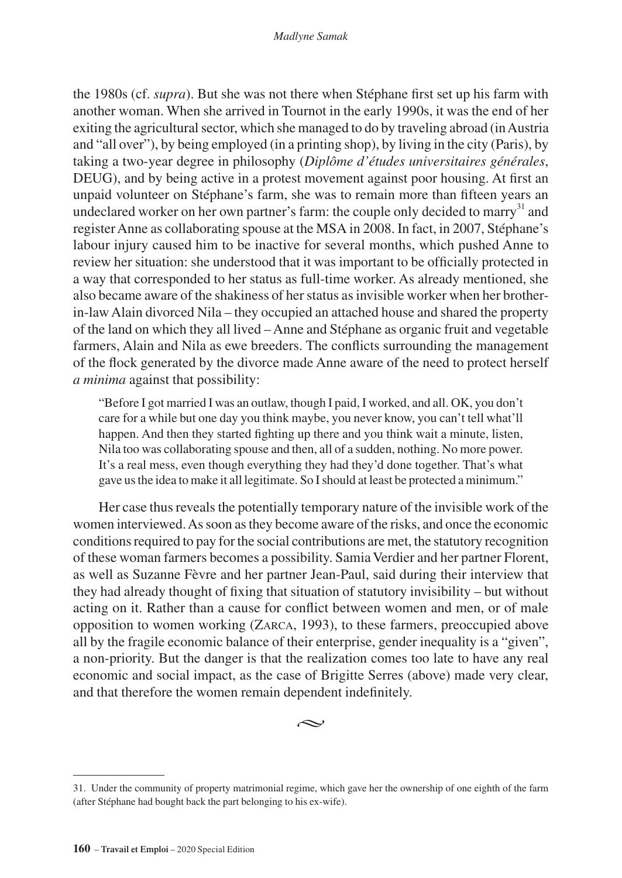the 1980s (cf. *supra*). But she was not there when Stéphane first set up his farm with another woman. When she arrived in Tournot in the early 1990s, it was the end of her exiting the agricultural sector, which she managed to do by traveling abroad (in Austria and "all over"), by being employed (in a printing shop), by living in the city (Paris), by taking a two-year degree in philosophy (*Diplôme d'études universitaires générales*, DEUG), and by being active in a protest movement against poor housing. At first an unpaid volunteer on Stéphane's farm, she was to remain more than fifteen years an undeclared worker on her own partner's farm: the couple only decided to marry[31] and register Anne as collaborating spouse at the MSA in 2008. In fact, in 2007, Stéphane's labour injury caused him to be inactive for several months, which pushed Anne to review her situation: she understood that it was important to be officially protected in a way that corresponded to her status as full-time worker. As already mentioned, she also became aware of the shakiness of her status as invisible worker when her brother-in-law Alain divorced Nila – they occupied an attached house and shared the property of the land on which they all lived – Anne and Stéphane as organic fruit and vegetable farmers, Alain and Nila as ewe breeders. The conflicts surrounding the management of the flock generated by the divorce made Anne aware of the need to protect herself *a minima* against that possibility:

> "Before I got married I was an outlaw, though I paid, I worked, and all. OK, you don't care for a while but one day you think maybe, you never know, you can't tell what'll happen. And then they started fighting up there and you think wait a minute, listen, Nila too was collaborating spouse and then, all of a sudden, nothing. No more power. It's a real mess, even though everything they had they'd done together. That's what gave us the idea to make it all legitimate. So I should at least be protected a minimum."

Her case thus reveals the potentially temporary nature of the invisible work of the women interviewed. As soon as they become aware of the risks, and once the economic conditions required to pay for the social contributions are met, the statutory recognition of these woman farmers becomes a possibility. Samia Verdier and her partner Florent, as well as Suzanne Fèvre and her partner Jean-Paul, said during their interview that they had already thought of fixing that situation of statutory invisibility – but without acting on it. Rather than a cause for conflict between women and men, or of male opposition to women working (Zarca, 1993), to these farmers, preoccupied above all by the fragile economic balance of their enterprise, gender inequality is a "given", a non-priority. But the danger is that the realization comes too late to have any real economic and social impact, as the case of Brigitte Serres (above) made very clear, and that therefore the women remain dependent indefinitely.

~

31. Under the community of property matrimonial regime, which gave her the ownership of one eighth of the farm (after Stéphane had bought back the part belonging to his ex-wife).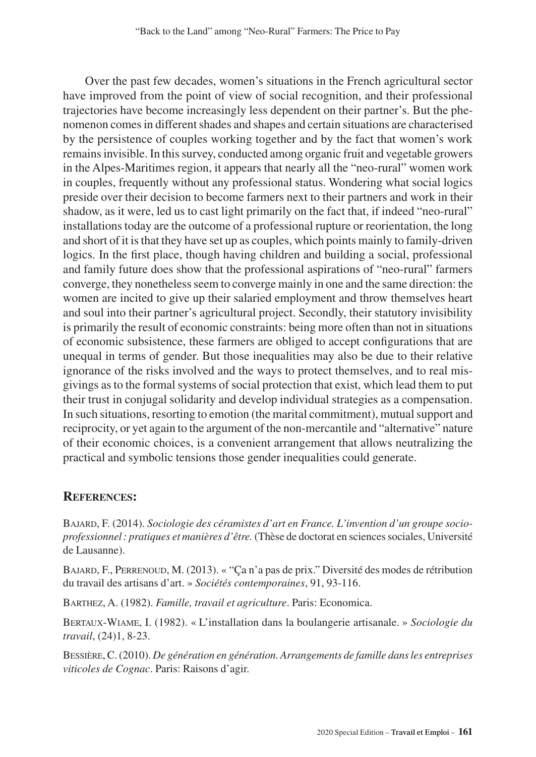Over the past few decades, women's situations in the French agricultural sector have improved from the point of view of social recognition, and their professional trajectories have become increasingly less dependent on their partner's. But the phenomenon comes in different shades and shapes and certain situations are characterised by the persistence of couples working together and by the fact that women's work remains invisible. In this survey, conducted among organic fruit and vegetable growers in the Alpes-Maritimes region, it appears that nearly all the "neo-rural" women work in couples, frequently without any professional status. Wondering what social logics preside over their decision to become farmers next to their partners and work in their shadow, as it were, led us to cast light primarily on the fact that, if indeed "neo-rural" installations today are the outcome of a professional rupture or reorientation, the long and short of it is that they have set up as couples, which points mainly to family-driven logics. In the first place, though having children and building a social, professional and family future does show that the professional aspirations of "neo-rural" farmers converge, they nonetheless seem to converge mainly in one and the same direction: the women are incited to give up their salaried employment and throw themselves heart and soul into their partner's agricultural project. Secondly, their statutory invisibility is primarily the result of economic constraints: being more often than not in situations of economic subsistence, these farmers are obliged to accept configurations that are unequal in terms of gender. But those inequalities may also be due to their relative ignorance of the risks involved and the ways to protect themselves, and to real misgivings as to the formal systems of social protection that exist, which lead them to put their trust in conjugal solidarity and develop individual strategies as a compensation. In such situations, resorting to emotion (the marital commitment), mutual support and reciprocity, or yet again to the argument of the non-mercantile and "alternative" nature of their economic choices, is a convenient arrangement that allows neutralizing the practical and symbolic tensions those gender inequalities could generate.

## References:

Bajard, F. (2014). *Sociologie des céramistes d'art en France. L'invention d'un groupe socio-professionnel : pratiques et manières d'être.* (Thèse de doctorat en sciences sociales, Université de Lausanne).

Bajard, F., Perrenoud, M. (2013). « "Ça n'a pas de prix." Diversité des modes de rétribution du travail des artisans d'art. » *Sociétés contemporaines*, 91, 93-116.

Barthez, A. (1982). *Famille, travail et agriculture*. Paris: Economica.

Bertaux-Wiame, I. (1982). « L'installation dans la boulangerie artisanale. » *Sociologie du travail*, (24)1, 8-23.

Bessière, C. (2010). *De génération en génération. Arrangements de famille dans les entreprises viticoles de Cognac*. Paris: Raisons d'agir.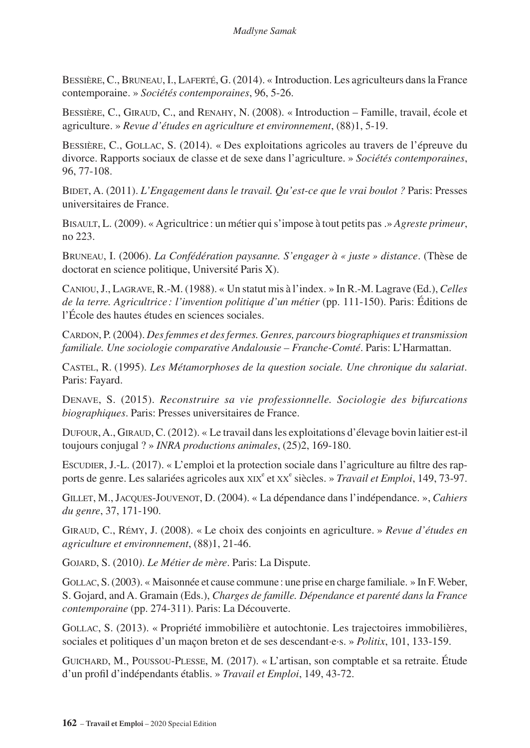Bessière, C., Bruneau, I., Laferté, G. (2014). « Introduction. Les agriculteurs dans la France contemporaine. » *Sociétés contemporaines*, 96, 5-26.

Bessière, C., Giraud, C., and Renahy, N. (2008). « Introduction – Famille, travail, école et agriculture. » *Revue d'études en agriculture et environnement*, (88)1, 5-19.

Bessière, C., Gollac, S. (2014). « Des exploitations agricoles au travers de l'épreuve du divorce. Rapports sociaux de classe et de sexe dans l'agriculture. » *Sociétés contemporaines*, 96, 77-108.

Bidet, A. (2011). *L'Engagement dans le travail. Qu'est-ce que le vrai boulot ?* Paris: Presses universitaires de France.

Bisault, L. (2009). « Agricultrice : un métier qui s'impose à tout petits pas .» *Agreste primeur*, no 223.

Bruneau, I. (2006). *La Confédération paysanne. S'engager à « juste » distance*. (Thèse de doctorat en science politique, Université Paris X).

Caniou, J., Lagrave, R.-M. (1988). « Un statut mis à l'index. » In R.-M. Lagrave (Ed.), *Celles de la terre. Agricultrice : l'invention politique d'un métier* (pp. 111-150). Paris: Éditions de l'École des hautes études en sciences sociales.

Cardon, P. (2004). *Des femmes et des fermes. Genres, parcours biographiques et transmission familiale. Une sociologie comparative Andalousie – Franche-Comté*. Paris: L'Harmattan.

Castel, R. (1995). *Les Métamorphoses de la question sociale. Une chronique du salariat*. Paris: Fayard.

Denave, S. (2015). *Reconstruire sa vie professionnelle. Sociologie des bifurcations biographiques*. Paris: Presses universitaires de France.

Dufour, A., Giraud, C. (2012). « Le travail dans les exploitations d'élevage bovin laitier est-il toujours conjugal ? » *INRA productions animales*, (25)2, 169-180.

Escudier, J.-L. (2017). « L'emploi et la protection sociale dans l'agriculture au filtre des rapports de genre. Les salariées agricoles aux XIXe et XXe siècles. » *Travail et Emploi*, 149, 73-97.

Gillet, M., Jacques-Jouvenot, D. (2004). « La dépendance dans l'indépendance. », *Cahiers du genre*, 37, 171-190.

Giraud, C., Rémy, J. (2008). « Le choix des conjoints en agriculture. » *Revue d'études en agriculture et environnement*, (88)1, 21-46.

Gojard, S. (2010). *Le Métier de mère*. Paris: La Dispute.

Gollac, S. (2003). « Maisonnée et cause commune : une prise en charge familiale. » In F. Weber, S. Gojard, and A. Gramain (Eds.), *Charges de famille. Dépendance et parenté dans la France contemporaine* (pp. 274-311). Paris: La Découverte.

Gollac, S. (2013). « Propriété immobilière et autochtonie. Les trajectoires immobilières, sociales et politiques d'un maçon breton et de ses descendant·e·s. » *Politix*, 101, 133-159.

Guichard, M., Poussou-Plesse, M. (2017). « L'artisan, son comptable et sa retraite. Étude d'un profil d'indépendants établis. » *Travail et Emploi*, 149, 43-72.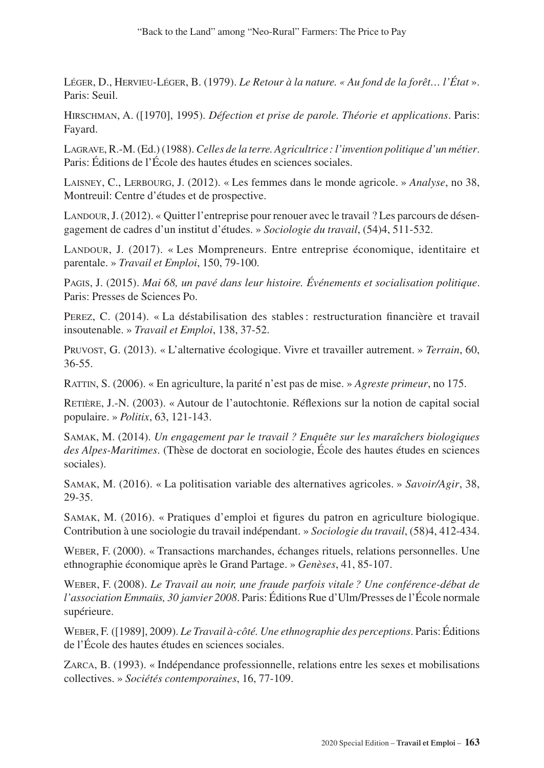Léger, D., Hervieu-Léger, B. (1979). *Le Retour à la nature. « Au fond de la forêt… l'État »*. Paris: Seuil.

Hirschman, A. ([1970], 1995). *Défection et prise de parole. Théorie et applications*. Paris: Fayard.

Lagrave, R.-M. (Ed.) (1988). *Celles de la terre. Agricultrice : l'invention politique d'un métier*. Paris: Éditions de l'École des hautes études en sciences sociales.

Laisney, C., Lerbourg, J. (2012). « Les femmes dans le monde agricole. » *Analyse*, no 38, Montreuil: Centre d'études et de prospective.

Landour, J. (2012). « Quitter l'entreprise pour renouer avec le travail ? Les parcours de désengagement de cadres d'un institut d'études. » *Sociologie du travail*, (54)4, 511-532.

Landour, J. (2017). « Les Mompreneurs. Entre entreprise économique, identitaire et parentale. » *Travail et Emploi*, 150, 79-100.

Pagis, J. (2015). *Mai 68, un pavé dans leur histoire. Événements et socialisation politique*. Paris: Presses de Sciences Po.

Perez, C. (2014). « La déstabilisation des stables : restructuration financière et travail insoutenable. » *Travail et Emploi*, 138, 37-52.

Pruvost, G. (2013). « L'alternative écologique. Vivre et travailler autrement. » *Terrain*, 60, 36-55.

Rattin, S. (2006). « En agriculture, la parité n'est pas de mise. » *Agreste primeur*, no 175.

Retière, J.-N. (2003). « Autour de l'autochtonie. Réflexions sur la notion de capital social populaire. » *Politix*, 63, 121-143.

Samak, M. (2014). *Un engagement par le travail ? Enquête sur les maraîchers biologiques des Alpes-Maritimes*. (Thèse de doctorat en sociologie, École des hautes études en sciences sociales).

Samak, M. (2016). « La politisation variable des alternatives agricoles. » *Savoir/Agir*, 38, 29-35.

Samak, M. (2016). « Pratiques d'emploi et figures du patron en agriculture biologique. Contribution à une sociologie du travail indépendant. » *Sociologie du travail*, (58)4, 412-434.

Weber, F. (2000). « Transactions marchandes, échanges rituels, relations personnelles. Une ethnographie économique après le Grand Partage. » *Genèses*, 41, 85-107.

Weber, F. (2008). *Le Travail au noir, une fraude parfois vitale ? Une conférence-débat de l'association Emmaüs, 30 janvier 2008*. Paris: Éditions Rue d'Ulm/Presses de l'École normale supérieure.

Weber, F. ([1989], 2009). *Le Travail à-côté. Une ethnographie des perceptions*. Paris: Éditions de l'École des hautes études en sciences sociales.

Zarca, B. (1993). « Indépendance professionnelle, relations entre les sexes et mobilisations collectives. » *Sociétés contemporaines*, 16, 77-109.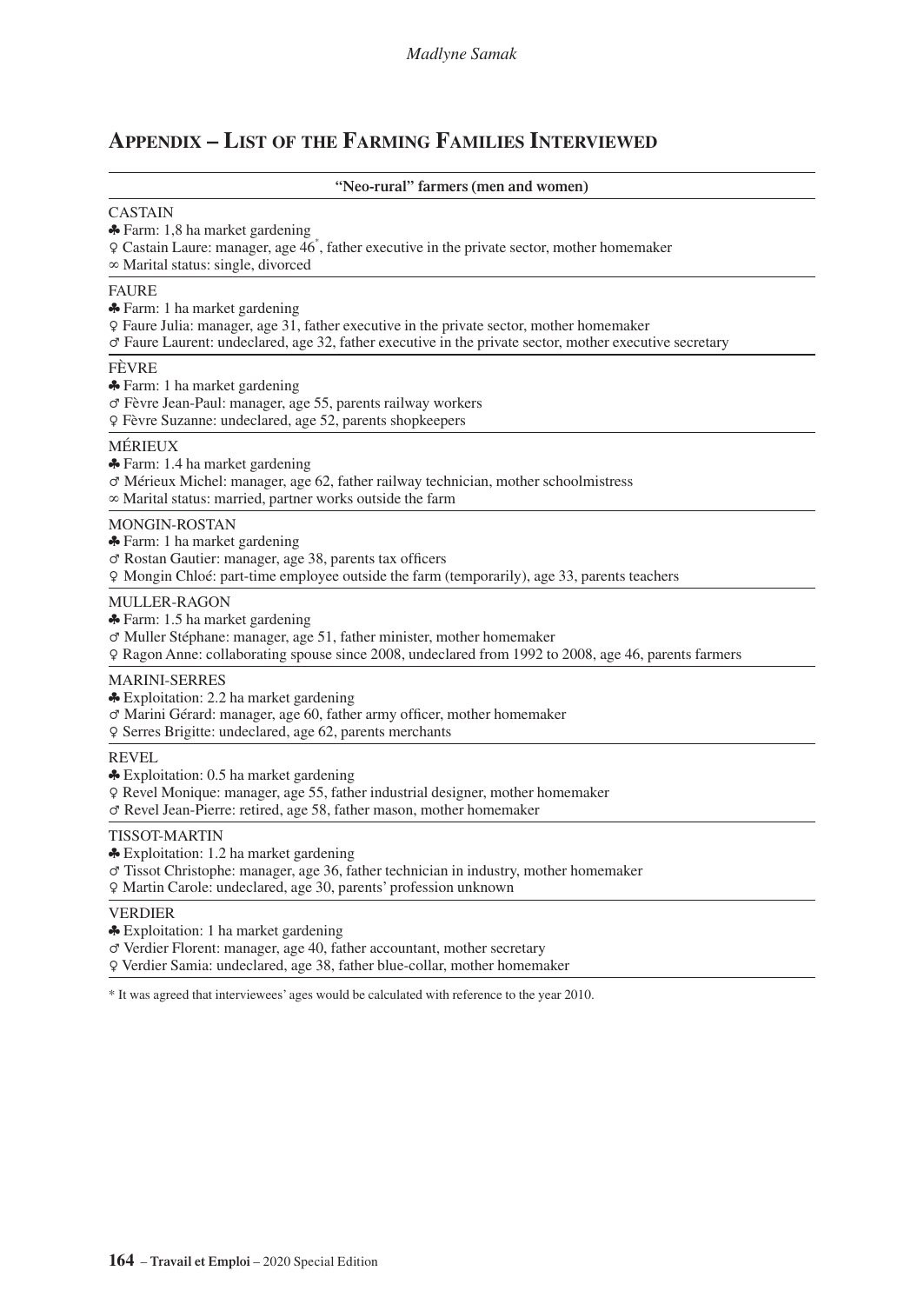## Appendix – List of the Farming Families Interviewed

**"Neo-rural" farmers (men and women)**

CASTAIN

♣ Farm: 1,8 ha market gardening

♀ Castain Laure: manager, age 46*, father executive in the private sector, mother homemaker

∞ Marital status: single, divorced

FAURE

♣ Farm: 1 ha market gardening

♀ Faure Julia: manager, age 31, father executive in the private sector, mother homemaker

♂ Faure Laurent: undeclared, age 32, father executive in the private sector, mother executive secretary

FÈVRE

♣ Farm: 1 ha market gardening

♂ Fèvre Jean-Paul: manager, age 55, parents railway workers

♀ Fèvre Suzanne: undeclared, age 52, parents shopkeepers

MÉRIEUX

♣ Farm: 1.4 ha market gardening

♂ Mérieux Michel: manager, age 62, father railway technician, mother schoolmistress

∞ Marital status: married, partner works outside the farm

MONGIN-ROSTAN

♣ Farm: 1 ha market gardening

♂ Rostan Gautier: manager, age 38, parents tax officers

♀ Mongin Chloé: part-time employee outside the farm (temporarily), age 33, parents teachers

MULLER-RAGON

♣ Farm: 1.5 ha market gardening

♂ Muller Stéphane: manager, age 51, father minister, mother homemaker

♀ Ragon Anne: collaborating spouse since 2008, undeclared from 1992 to 2008, age 46, parents farmers

MARINI-SERRES

♣ Exploitation: 2.2 ha market gardening

♂ Marini Gérard: manager, age 60, father army officer, mother homemaker

♀ Serres Brigitte: undeclared, age 62, parents merchants

REVEL

♣ Exploitation: 0.5 ha market gardening

♀ Revel Monique: manager, age 55, father industrial designer, mother homemaker

♂ Revel Jean-Pierre: retired, age 58, father mason, mother homemaker

TISSOT-MARTIN

♣ Exploitation: 1.2 ha market gardening

♂ Tissot Christophe: manager, age 36, father technician in industry, mother homemaker

♀ Martin Carole: undeclared, age 30, parents' profession unknown

VERDIER

♣ Exploitation: 1 ha market gardening

♂ Verdier Florent: manager, age 40, father accountant, mother secretary

♀ Verdier Samia: undeclared, age 38, father blue-collar, mother homemaker

\* It was agreed that interviewees' ages would be calculated with reference to the year 2010.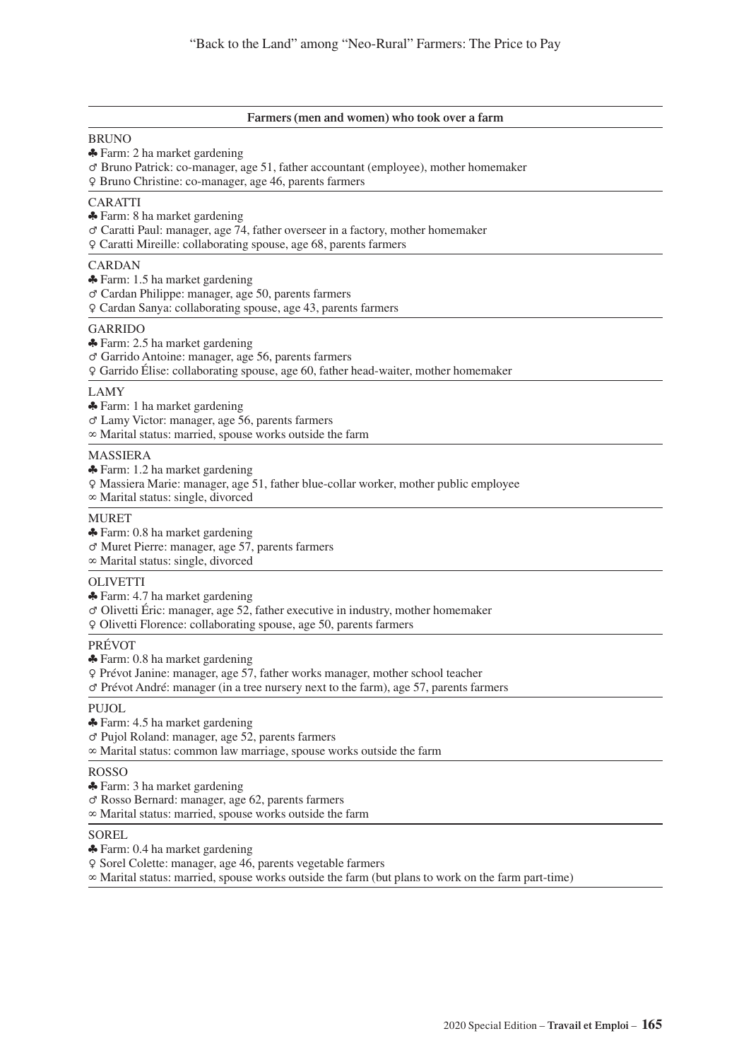**Farmers (men and women) who took over a farm**

BRUNO

♣ Farm: 2 ha market gardening

♂ Bruno Patrick: co-manager, age 51, father accountant (employee), mother homemaker

♀ Bruno Christine: co-manager, age 46, parents farmers

CARATTI

♣ Farm: 8 ha market gardening

♂ Caratti Paul: manager, age 74, father overseer in a factory, mother homemaker

♀ Caratti Mireille: collaborating spouse, age 68, parents farmers

CARDAN

♣ Farm: 1.5 ha market gardening

♂ Cardan Philippe: manager, age 50, parents farmers

♀ Cardan Sanya: collaborating spouse, age 43, parents farmers

GARRIDO

♣ Farm: 2.5 ha market gardening

♂ Garrido Antoine: manager, age 56, parents farmers

♀ Garrido Élise: collaborating spouse, age 60, father head-waiter, mother homemaker

LAMY

♣ Farm: 1 ha market gardening

♂ Lamy Victor: manager, age 56, parents farmers

∞ Marital status: married, spouse works outside the farm

MASSIERA

♣ Farm: 1.2 ha market gardening

♀ Massiera Marie: manager, age 51, father blue-collar worker, mother public employee

∞ Marital status: single, divorced

MURET

♣ Farm: 0.8 ha market gardening

♂ Muret Pierre: manager, age 57, parents farmers

∞ Marital status: single, divorced

OLIVETTI

♣ Farm: 4.7 ha market gardening

♂ Olivetti Éric: manager, age 52, father executive in industry, mother homemaker

♀ Olivetti Florence: collaborating spouse, age 50, parents farmers

PRÉVOT

♣ Farm: 0.8 ha market gardening

♀ Prévot Janine: manager, age 57, father works manager, mother school teacher

♂ Prévot André: manager (in a tree nursery next to the farm), age 57, parents farmers

PUJOL

♣ Farm: 4.5 ha market gardening

♂ Pujol Roland: manager, age 52, parents farmers

∞ Marital status: common law marriage, spouse works outside the farm

ROSSO

♣ Farm: 3 ha market gardening

♂ Rosso Bernard: manager, age 62, parents farmers

∞ Marital status: married, spouse works outside the farm

SOREL

♣ Farm: 0.4 ha market gardening

♀ Sorel Colette: manager, age 46, parents vegetable farmers

∞ Marital status: married, spouse works outside the farm (but plans to work on the farm part-time)